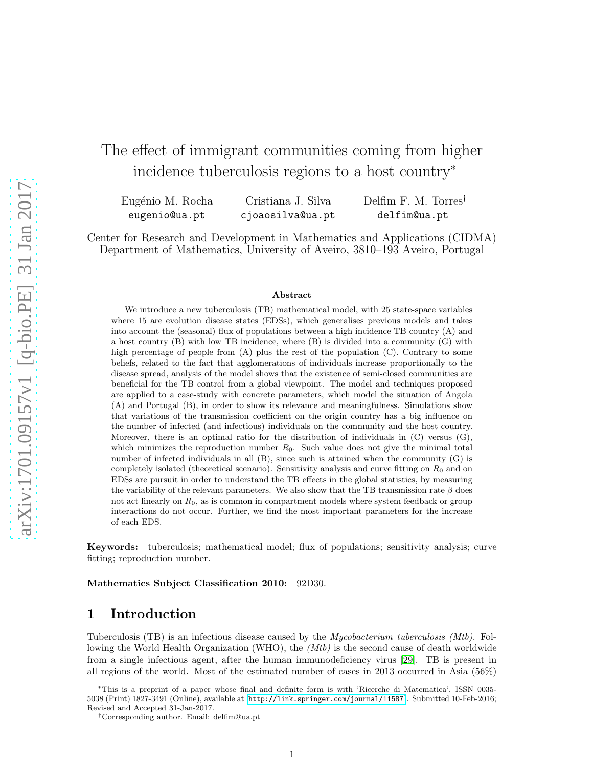# The effect of immigrant communities coming from higher incidence tuberculosis regions to a host country*

Eugénio M. Rocha — eugenio@ua.pt
Cristiana J. Silva — cjoaosilva@ua.pt
Delfim F. M. Torres† — delfim@ua.pt

Center for Research and Development in Mathematics and Applications (CIDMA)
Department of Mathematics, University of Aveiro, 3810–193 Aveiro, Portugal

**Abstract**

We introduce a new tuberculosis (TB) mathematical model, with 25 state-space variables where 15 are evolution disease states (EDSs), which generalises previous models and takes into account the (seasonal) flux of populations between a high incidence TB country (A) and a host country (B) with low TB incidence, where (B) is divided into a community (G) with high percentage of people from (A) plus the rest of the population (C). Contrary to some beliefs, related to the fact that agglomerations of individuals increase proportionally to the disease spread, analysis of the model shows that the existence of semi-closed communities are beneficial for the TB control from a global viewpoint. The model and techniques proposed are applied to a case-study with concrete parameters, which model the situation of Angola (A) and Portugal (B), in order to show its relevance and meaningfulness. Simulations show that variations of the transmission coefficient on the origin country has a big influence on the number of infected (and infectious) individuals on the community and the host country. Moreover, there is an optimal ratio for the distribution of individuals in (C) versus (G), which minimizes the reproduction number $R_0$. Such value does not give the minimal total number of infected individuals in all (B), since such is attained when the community (G) is completely isolated (theoretical scenario). Sensitivity analysis and curve fitting on $R_0$ and on EDSs are pursuit in order to understand the TB effects in the global statistics, by measuring the variability of the relevant parameters. We also show that the TB transmission rate $\beta$ does not act linearly on $R_0$, as is common in compartment models where system feedback or group interactions do not occur. Further, we find the most important parameters for the increase of each EDS.

**Keywords:** tuberculosis; mathematical model; flux of populations; sensitivity analysis; curve fitting; reproduction number.

**Mathematics Subject Classification 2010:** 92D30.

## 1 Introduction

Tuberculosis (TB) is an infectious disease caused by the *Mycobacterium tuberculosis (Mtb)*. Following the World Health Organization (WHO), the *(Mtb)* is the second cause of death worldwide from a single infectious agent, after the human immunodeficiency virus [29]. TB is present in all regions of the world. Most of the estimated number of cases in 2013 occurred in Asia (56%)

---

*This is a preprint of a paper whose final and definite form is with 'Ricerche di Matematica', ISSN 0035-5038 (Print) 1827-3491 (Online), available at http://link.springer.com/journal/11587. Submitted 10-Feb-2016; Revised and Accepted 31-Jan-2017.

†Corresponding author. Email: delfim@ua.pt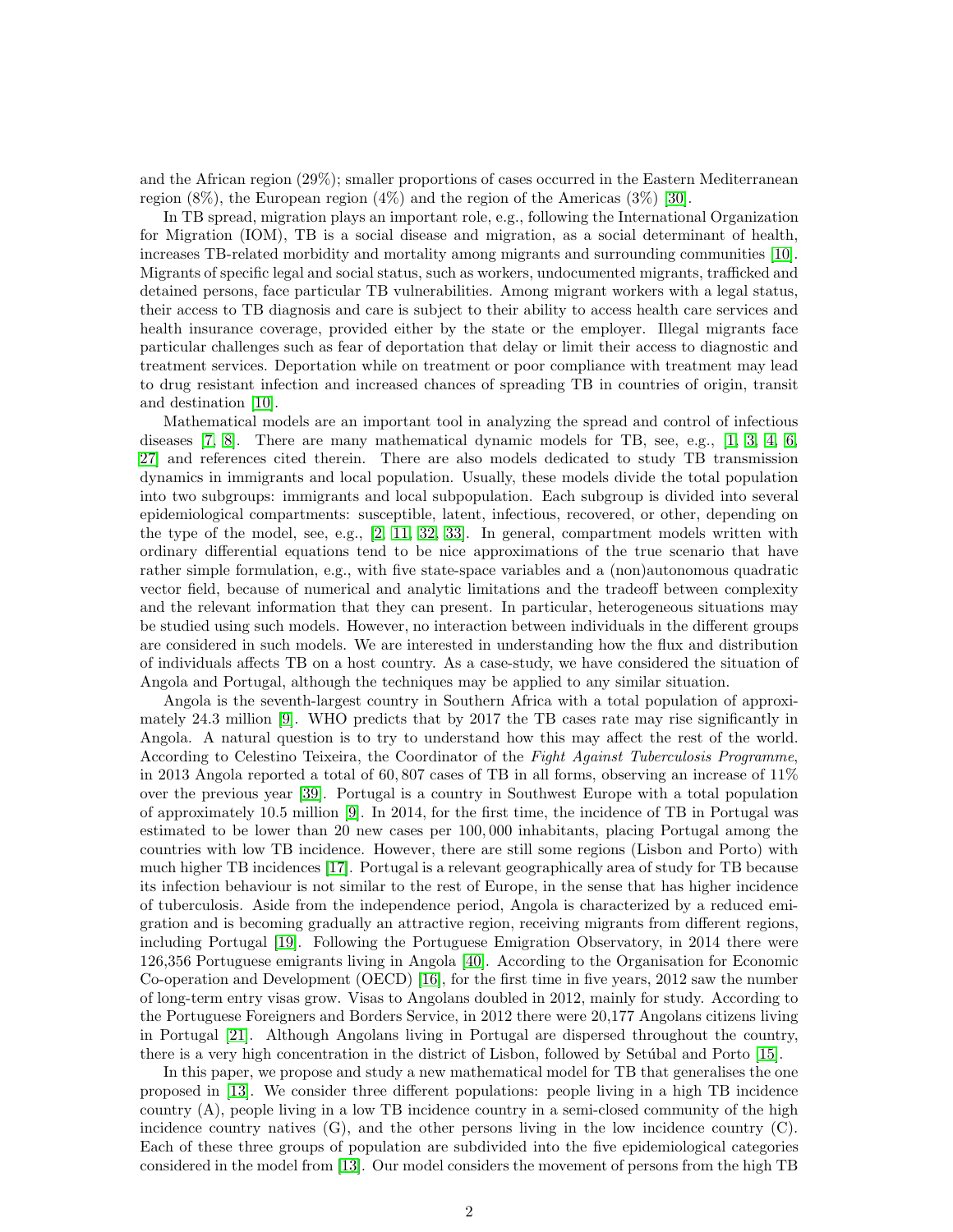and the African region (29%); smaller proportions of cases occurred in the Eastern Mediterranean region (8%), the European region (4%) and the region of the Americas (3%) [30].

In TB spread, migration plays an important role, e.g., following the International Organization for Migration (IOM), TB is a social disease and migration, as a social determinant of health, increases TB-related morbidity and mortality among migrants and surrounding communities [10]. Migrants of specific legal and social status, such as workers, undocumented migrants, trafficked and detained persons, face particular TB vulnerabilities. Among migrant workers with a legal status, their access to TB diagnosis and care is subject to their ability to access health care services and health insurance coverage, provided either by the state or the employer. Illegal migrants face particular challenges such as fear of deportation that delay or limit their access to diagnostic and treatment services. Deportation while on treatment or poor compliance with treatment may lead to drug resistant infection and increased chances of spreading TB in countries of origin, transit and destination [10].

Mathematical models are an important tool in analyzing the spread and control of infectious diseases [7, 8]. There are many mathematical dynamic models for TB, see, e.g., [1, 3, 4, 6, 27] and references cited therein. There are also models dedicated to study TB transmission dynamics in immigrants and local population. Usually, these models divide the total population into two subgroups: immigrants and local subpopulation. Each subgroup is divided into several epidemiological compartments: susceptible, latent, infectious, recovered, or other, depending on the type of the model, see, e.g., [2, 11, 32, 33]. In general, compartment models written with ordinary differential equations tend to be nice approximations of the true scenario that have rather simple formulation, e.g., with five state-space variables and a (non)autonomous quadratic vector field, because of numerical and analytic limitations and the tradeoff between complexity and the relevant information that they can present. In particular, heterogeneous situations may be studied using such models. However, no interaction between individuals in the different groups are considered in such models. We are interested in understanding how the flux and distribution of individuals affects TB on a host country. As a case-study, we have considered the situation of Angola and Portugal, although the techniques may be applied to any similar situation.

Angola is the seventh-largest country in Southern Africa with a total population of approximately 24.3 million [9]. WHO predicts that by 2017 the TB cases rate may rise significantly in Angola. A natural question is to try to understand how this may affect the rest of the world. According to Celestino Teixeira, the Coordinator of the *Fight Against Tuberculosis Programme*, in 2013 Angola reported a total of 60,807 cases of TB in all forms, observing an increase of 11% over the previous year [39]. Portugal is a country in Southwest Europe with a total population of approximately 10.5 million [9]. In 2014, for the first time, the incidence of TB in Portugal was estimated to be lower than 20 new cases per 100,000 inhabitants, placing Portugal among the countries with low TB incidence. However, there are still some regions (Lisbon and Porto) with much higher TB incidences [17]. Portugal is a relevant geographically area of study for TB because its infection behaviour is not similar to the rest of Europe, in the sense that has higher incidence of tuberculosis. Aside from the independence period, Angola is characterized by a reduced emigration and is becoming gradually an attractive region, receiving migrants from different regions, including Portugal [19]. Following the Portuguese Emigration Observatory, in 2014 there were 126,356 Portuguese emigrants living in Angola [40]. According to the Organisation for Economic Co-operation and Development (OECD) [16], for the first time in five years, 2012 saw the number of long-term entry visas grow. Visas to Angolans doubled in 2012, mainly for study. According to the Portuguese Foreigners and Borders Service, in 2012 there were 20,177 Angolans citizens living in Portugal [21]. Although Angolans living in Portugal are dispersed throughout the country, there is a very high concentration in the district of Lisbon, followed by Setúbal and Porto [15].

In this paper, we propose and study a new mathematical model for TB that generalises the one proposed in [13]. We consider three different populations: people living in a high TB incidence country (A), people living in a low TB incidence country in a semi-closed community of the high incidence country natives (G), and the other persons living in the low incidence country (C). Each of these three groups of population are subdivided into the five epidemiological categories considered in the model from [13]. Our model considers the movement of persons from the high TB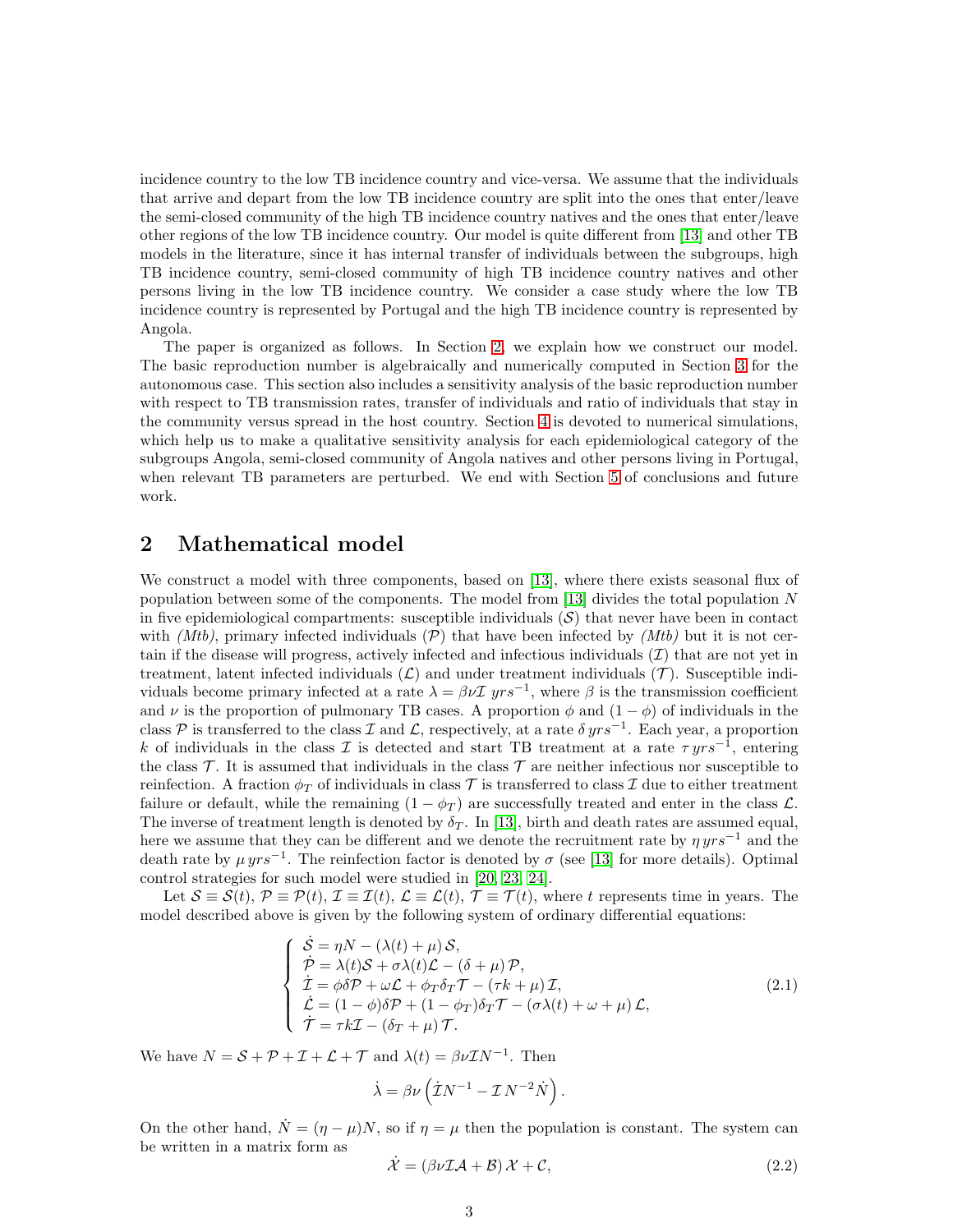incidence country to the low TB incidence country and vice-versa. We assume that the individuals that arrive and depart from the low TB incidence country are split into the ones that enter/leave the semi-closed community of the high TB incidence country natives and the ones that enter/leave other regions of the low TB incidence country. Our model is quite different from [13] and other TB models in the literature, since it has internal transfer of individuals between the subgroups, high TB incidence country, semi-closed community of high TB incidence country natives and other persons living in the low TB incidence country. We consider a case study where the low TB incidence country is represented by Portugal and the high TB incidence country is represented by Angola.

The paper is organized as follows. In Section 2, we explain how we construct our model. The basic reproduction number is algebraically and numerically computed in Section 3 for the autonomous case. This section also includes a sensitivity analysis of the basic reproduction number with respect to TB transmission rates, transfer of individuals and ratio of individuals that stay in the community versus spread in the host country. Section 4 is devoted to numerical simulations, which help us to make a qualitative sensitivity analysis for each epidemiological category of the subgroups Angola, semi-closed community of Angola natives and other persons living in Portugal, when relevant TB parameters are perturbed. We end with Section 5 of conclusions and future work.

## 2 Mathematical model

We construct a model with three components, based on [13], where there exists seasonal flux of population between some of the components. The model from [13] divides the total population $N$ in five epidemiological compartments: susceptible individuals ($\mathcal{S}$) that never have been in contact with *(Mtb)*, primary infected individuals ($\mathcal{P}$) that have been infected by *(Mtb)* but it is not certain if the disease will progress, actively infected and infectious individuals ($\mathcal{I}$) that are not yet in treatment, latent infected individuals ($\mathcal{L}$) and under treatment individuals ($\mathcal{T}$). Susceptible individuals become primary infected at a rate $\lambda = \beta\nu\mathcal{I}\ yrs^{-1}$, where $\beta$ is the transmission coefficient and $\nu$ is the proportion of pulmonary TB cases. A proportion $\phi$ and $(1-\phi)$ of individuals in the class $\mathcal{P}$ is transferred to the class $\mathcal{I}$ and $\mathcal{L}$, respectively, at a rate $\delta\, yrs^{-1}$. Each year, a proportion $k$ of individuals in the class $\mathcal{I}$ is detected and start TB treatment at a rate $\tau\, yrs^{-1}$, entering the class $\mathcal{T}$. It is assumed that individuals in the class $\mathcal{T}$ are neither infectious nor susceptible to reinfection. A fraction $\phi_T$ of individuals in class $\mathcal{T}$ is transferred to class $\mathcal{I}$ due to either treatment failure or default, while the remaining $(1-\phi_T)$ are successfully treated and enter in the class $\mathcal{L}$. The inverse of treatment length is denoted by $\delta_T$. In [13], birth and death rates are assumed equal, here we assume that they can be different and we denote the recruitment rate by $\eta\, yrs^{-1}$ and the death rate by $\mu\, yrs^{-1}$. The reinfection factor is denoted by $\sigma$ (see [13] for more details). Optimal control strategies for such model were studied in [20, 23, 24].

Let $\mathcal{S} \equiv \mathcal{S}(t)$, $\mathcal{P} \equiv \mathcal{P}(t)$, $\mathcal{I} \equiv \mathcal{I}(t)$, $\mathcal{L} \equiv \mathcal{L}(t)$, $\mathcal{T} \equiv \mathcal{T}(t)$, where $t$ represents time in years. The model described above is given by the following system of ordinary differential equations:

$$
\begin{cases}
\dot{\mathcal{S}} = \eta N - (\lambda(t) + \mu)\,\mathcal{S},\\
\dot{\mathcal{P}} = \lambda(t)\mathcal{S} + \sigma\lambda(t)\mathcal{L} - (\delta + \mu)\,\mathcal{P},\\
\dot{\mathcal{I}} = \phi\delta\mathcal{P} + \omega\mathcal{L} + \phi_T\delta_T\mathcal{T} - (\tau k + \mu)\,\mathcal{I},\\
\dot{\mathcal{L}} = (1-\phi)\delta\mathcal{P} + (1-\phi_T)\delta_T\mathcal{T} - (\sigma\lambda(t) + \omega + \mu)\,\mathcal{L},\\
\dot{\mathcal{T}} = \tau k\mathcal{I} - (\delta_T + \mu)\,\mathcal{T}.
\end{cases}
\tag{2.1}
$$

We have $N = \mathcal{S} + \mathcal{P} + \mathcal{I} + \mathcal{L} + \mathcal{T}$ and $\lambda(t) = \beta\nu\mathcal{I}N^{-1}$. Then

$$
\dot{\lambda} = \beta\nu\left(\dot{\mathcal{I}}N^{-1} - \mathcal{I}\,N^{-2}\dot{N}\right).
$$

On the other hand, $\dot{N} = (\eta - \mu)N$, so if $\eta = \mu$ then the population is constant. The system can be written in a matrix form as

$$
\dot{\mathcal{X}} = (\beta\nu\mathcal{I}\mathcal{A} + \mathcal{B})\,\mathcal{X} + \mathcal{C},
\tag{2.2}
$$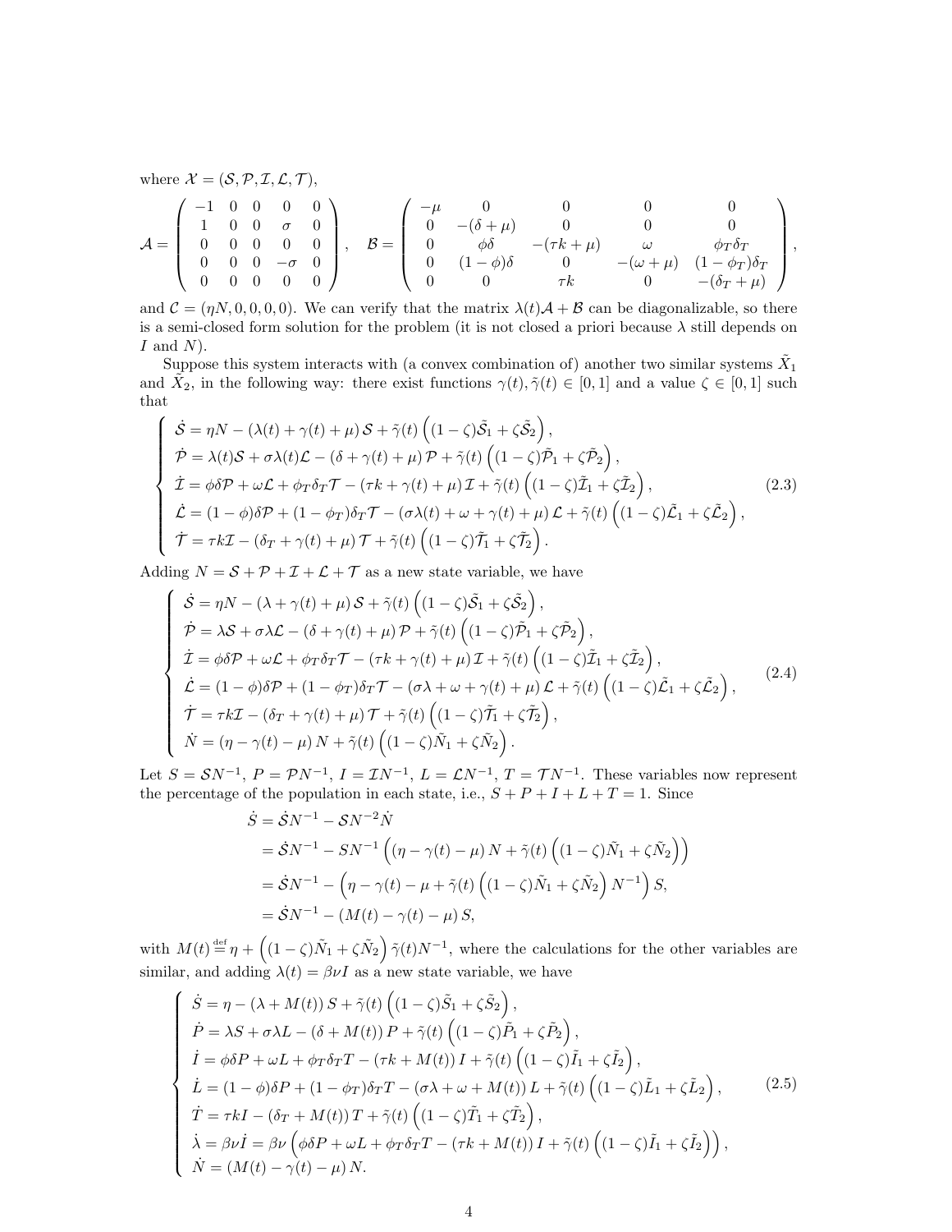where $\mathcal{X} = (\mathcal{S}, \mathcal{P}, \mathcal{I}, \mathcal{L}, \mathcal{T})$,

$$
\mathcal{A} = \begin{pmatrix} -1 & 0 & 0 & 0 & 0 \\ 1 & 0 & 0 & \sigma & 0 \\ 0 & 0 & 0 & 0 & 0 \\ 0 & 0 & 0 & -\sigma & 0 \\ 0 & 0 & 0 & 0 & 0 \end{pmatrix}, \quad \mathcal{B} = \begin{pmatrix} -\mu & 0 & 0 & 0 & 0 \\ 0 & -(\delta+\mu) & 0 & 0 & 0 \\ 0 & \phi\delta & -(\tau k + \mu) & \omega & \phi_T \delta_T \\ 0 & (1-\phi)\delta & 0 & -(\omega+\mu) & (1-\phi_T)\delta_T \\ 0 & 0 & \tau k & 0 & -(\delta_T + \mu) \end{pmatrix},
$$

and $\mathcal{C} = (\eta N, 0, 0, 0, 0)$. We can verify that the matrix $\lambda(t)\mathcal{A} + \mathcal{B}$ can be diagonalizable, so there is a semi-closed form solution for the problem (it is not closed a priori because $\lambda$ still depends on $I$ and $N$).

Suppose this system interacts with (a convex combination of) another two similar systems $\tilde{X}_1$ and $\tilde{X}_2$, in the following way: there exist functions $\gamma(t), \tilde{\gamma}(t) \in [0,1]$ and a value $\zeta \in [0,1]$ such that

$$
\begin{cases}
\dot{\mathcal{S}} = \eta N - (\lambda(t) + \gamma(t) + \mu)\,\mathcal{S} + \tilde{\gamma}(t)\left((1-\zeta)\tilde{\mathcal{S}}_1 + \zeta\tilde{\mathcal{S}}_2\right), \\
\dot{\mathcal{P}} = \lambda(t)\mathcal{S} + \sigma\lambda(t)\mathcal{L} - (\delta + \gamma(t) + \mu)\,\mathcal{P} + \tilde{\gamma}(t)\left((1-\zeta)\tilde{\mathcal{P}}_1 + \zeta\tilde{\mathcal{P}}_2\right), \\
\dot{\mathcal{I}} = \phi\delta\mathcal{P} + \omega\mathcal{L} + \phi_T\delta_T\mathcal{T} - (\tau k + \gamma(t) + \mu)\,\mathcal{I} + \tilde{\gamma}(t)\left((1-\zeta)\tilde{\mathcal{I}}_1 + \zeta\tilde{\mathcal{I}}_2\right), \\
\dot{\mathcal{L}} = (1-\phi)\delta\mathcal{P} + (1-\phi_T)\delta_T\mathcal{T} - (\sigma\lambda(t) + \omega + \gamma(t) + \mu)\,\mathcal{L} + \tilde{\gamma}(t)\left((1-\zeta)\tilde{\mathcal{L}}_1 + \zeta\tilde{\mathcal{L}}_2\right), \\
\dot{\mathcal{T}} = \tau k\mathcal{I} - (\delta_T + \gamma(t) + \mu)\,\mathcal{T} + \tilde{\gamma}(t)\left((1-\zeta)\tilde{\mathcal{T}}_1 + \zeta\tilde{\mathcal{T}}_2\right).
\end{cases} \tag{2.3}
$$

Adding $N = \mathcal{S} + \mathcal{P} + \mathcal{I} + \mathcal{L} + \mathcal{T}$ as a new state variable, we have

$$
\begin{cases}
\dot{\mathcal{S}} = \eta N - (\lambda + \gamma(t) + \mu)\,\mathcal{S} + \tilde{\gamma}(t)\left((1-\zeta)\tilde{\mathcal{S}}_1 + \zeta\tilde{\mathcal{S}}_2\right), \\
\dot{\mathcal{P}} = \lambda\mathcal{S} + \sigma\lambda\mathcal{L} - (\delta + \gamma(t) + \mu)\,\mathcal{P} + \tilde{\gamma}(t)\left((1-\zeta)\tilde{\mathcal{P}}_1 + \zeta\tilde{\mathcal{P}}_2\right), \\
\dot{\mathcal{I}} = \phi\delta\mathcal{P} + \omega\mathcal{L} + \phi_T\delta_T\mathcal{T} - (\tau k + \gamma(t) + \mu)\,\mathcal{I} + \tilde{\gamma}(t)\left((1-\zeta)\tilde{\mathcal{I}}_1 + \zeta\tilde{\mathcal{I}}_2\right), \\
\dot{\mathcal{L}} = (1-\phi)\delta\mathcal{P} + (1-\phi_T)\delta_T\mathcal{T} - (\sigma\lambda + \omega + \gamma(t) + \mu)\,\mathcal{L} + \tilde{\gamma}(t)\left((1-\zeta)\tilde{\mathcal{L}}_1 + \zeta\tilde{\mathcal{L}}_2\right), \\
\dot{\mathcal{T}} = \tau k\mathcal{I} - (\delta_T + \gamma(t) + \mu)\,\mathcal{T} + \tilde{\gamma}(t)\left((1-\zeta)\tilde{\mathcal{T}}_1 + \zeta\tilde{\mathcal{T}}_2\right), \\
\dot{N} = (\eta - \gamma(t) - \mu)\,N + \tilde{\gamma}(t)\left((1-\zeta)\tilde{N}_1 + \zeta\tilde{N}_2\right).
\end{cases} \tag{2.4}
$$

Let $S = \mathcal{S}N^{-1}$, $P = \mathcal{P}N^{-1}$, $I = \mathcal{I}N^{-1}$, $L = \mathcal{L}N^{-1}$, $T = \mathcal{T}N^{-1}$. These variables now represent the percentage of the population in each state, i.e., $S + P + I + L + T = 1$. Since

$$
\begin{aligned}
\dot{S} &= \dot{\mathcal{S}}N^{-1} - \mathcal{S}N^{-2}\dot{N} \\
&= \dot{\mathcal{S}}N^{-1} - SN^{-1}\left((\eta - \gamma(t) - \mu)\,N + \tilde{\gamma}(t)\left((1-\zeta)\tilde{N}_1 + \zeta\tilde{N}_2\right)\right) \\
&= \dot{\mathcal{S}}N^{-1} - \left(\eta - \gamma(t) - \mu + \tilde{\gamma}(t)\left((1-\zeta)\tilde{N}_1 + \zeta\tilde{N}_2\right)N^{-1}\right)S, \\
&= \dot{\mathcal{S}}N^{-1} - (M(t) - \gamma(t) - \mu)\,S,
\end{aligned}
$$

with $M(t) \stackrel{\text{def}}{=} \eta + \left((1-\zeta)\tilde{N}_1 + \zeta\tilde{N}_2\right)\tilde{\gamma}(t)N^{-1}$, where the calculations for the other variables are similar, and adding $\lambda(t) = \beta\nu I$ as a new state variable, we have

$$
\begin{cases}
\dot{S} = \eta - (\lambda + M(t))\,S + \tilde{\gamma}(t)\left((1-\zeta)\tilde{S}_1 + \zeta\tilde{S}_2\right), \\
\dot{P} = \lambda S + \sigma\lambda L - (\delta + M(t))\,P + \tilde{\gamma}(t)\left((1-\zeta)\tilde{P}_1 + \zeta\tilde{P}_2\right), \\
\dot{I} = \phi\delta P + \omega L + \phi_T\delta_T T - (\tau k + M(t))\,I + \tilde{\gamma}(t)\left((1-\zeta)\tilde{I}_1 + \zeta\tilde{I}_2\right), \\
\dot{L} = (1-\phi)\delta P + (1-\phi_T)\delta_T T - (\sigma\lambda + \omega + M(t))\,L + \tilde{\gamma}(t)\left((1-\zeta)\tilde{L}_1 + \zeta\tilde{L}_2\right), \\
\dot{T} = \tau k I - (\delta_T + M(t))\,T + \tilde{\gamma}(t)\left((1-\zeta)\tilde{T}_1 + \zeta\tilde{T}_2\right), \\
\dot{\lambda} = \beta\nu\dot{I} = \beta\nu\left(\phi\delta P + \omega L + \phi_T\delta_T T - (\tau k + M(t))\,I + \tilde{\gamma}(t)\left((1-\zeta)\tilde{I}_1 + \zeta\tilde{I}_2\right)\right), \\
\dot{N} = (M(t) - \gamma(t) - \mu)\,N.
\end{cases} \tag{2.5}
$$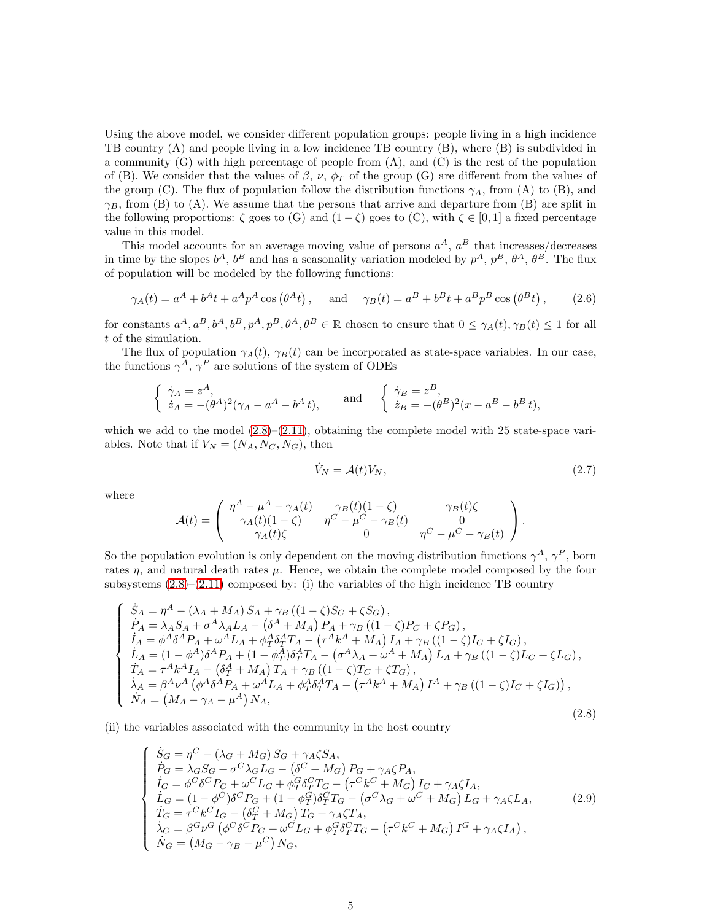Using the above model, we consider different population groups: people living in a high incidence TB country (A) and people living in a low incidence TB country (B), where (B) is subdivided in a community (G) with high percentage of people from (A), and (C) is the rest of the population of (B). We consider that the values of $\beta$, $\nu$, $\phi_T$ of the group (G) are different from the values of the group (C). The flux of population follow the distribution functions $\gamma_A$, from (A) to (B), and $\gamma_B$, from (B) to (A). We assume that the persons that arrive and departure from (B) are split in the following proportions: $\zeta$ goes to (G) and $(1-\zeta)$ goes to (C), with $\zeta \in [0,1]$ a fixed percentage value in this model.

This model accounts for an average moving value of persons $a^A$, $a^B$ that increases/decreases in time by the slopes $b^A$, $b^B$ and has a seasonality variation modeled by $p^A$, $p^B$, $\theta^A$, $\theta^B$. The flux of population will be modeled by the following functions:

$$\gamma_A(t) = a^A + b^A t + a^A p^A \cos\left(\theta^A t\right), \quad \text{and} \quad \gamma_B(t) = a^B + b^B t + a^B p^B \cos\left(\theta^B t\right), \tag{2.6}$$

for constants $a^A, a^B, b^A, b^B, p^A, p^B, \theta^A, \theta^B \in \mathbb{R}$ chosen to ensure that $0 \leq \gamma_A(t), \gamma_B(t) \leq 1$ for all $t$ of the simulation.

The flux of population $\gamma_A(t)$, $\gamma_B(t)$ can be incorporated as state-space variables. In our case, the functions $\gamma^A$, $\gamma^P$ are solutions of the system of ODEs

$$\begin{cases} \dot{\gamma}_A = z^A, \\ \dot{z}_A = -(\theta^A)^2(\gamma_A - a^A - b^A\, t), \end{cases} \quad \text{and} \quad \begin{cases} \dot{\gamma}_B = z^B, \\ \dot{z}_B = -(\theta^B)^2(x - a^B - b^B\, t), \end{cases}$$

which we add to the model (2.8)–(2.11), obtaining the complete model with 25 state-space variables. Note that if $V_N = (N_A, N_C, N_G)$, then

$$\dot{V}_N = \mathcal{A}(t)V_N, \tag{2.7}$$

where

$$\mathcal{A}(t) = \begin{pmatrix} \eta^A - \mu^A - \gamma_A(t) & \gamma_B(t)(1-\zeta) & \gamma_B(t)\zeta \\ \gamma_A(t)(1-\zeta) & \eta^C - \mu^C - \gamma_B(t) & 0 \\ \gamma_A(t)\zeta & 0 & \eta^C - \mu^C - \gamma_B(t) \end{pmatrix}.$$

So the population evolution is only dependent on the moving distribution functions $\gamma^A$, $\gamma^P$, born rates $\eta$, and natural death rates $\mu$. Hence, we obtain the complete model composed by the four subsystems (2.8)–(2.11) composed by: (i) the variables of the high incidence TB country

$$\begin{cases} \dot{S}_A = \eta^A - (\lambda_A + M_A)\, S_A + \gamma_B\left((1-\zeta)S_C + \zeta S_G\right), \\ \dot{P}_A = \lambda_A S_A + \sigma^A \lambda_A L_A - \left(\delta^A + M_A\right) P_A + \gamma_B\left((1-\zeta)P_C + \zeta P_G\right), \\ \dot{I}_A = \phi^A \delta^A P_A + \omega^A L_A + \phi_T^A \delta_T^A T_A - \left(\tau^A k^A + M_A\right) I_A + \gamma_B\left((1-\zeta)I_C + \zeta I_G\right), \\ \dot{L}_A = (1-\phi^A)\delta^A P_A + (1-\phi_T^A)\delta_T^A T_A - \left(\sigma^A \lambda_A + \omega^A + M_A\right) L_A + \gamma_B\left((1-\zeta)L_C + \zeta L_G\right), \\ \dot{T}_A = \tau^A k^A I_A - \left(\delta_T^A + M_A\right) T_A + \gamma_B\left((1-\zeta)T_C + \zeta T_G\right), \\ \dot{\lambda}_A = \beta^A \nu^A \left(\phi^A \delta^A P_A + \omega^A L_A + \phi_T^A \delta_T^A T_A - \left(\tau^A k^A + M_A\right) I^A + \gamma_B\left((1-\zeta)I_C + \zeta I_G\right)\right), \\ \dot{N}_A = \left(M_A - \gamma_A - \mu^A\right) N_A, \end{cases} \tag{2.8}$$

(ii) the variables associated with the community in the host country

$$\begin{cases} \dot{S}_G = \eta^C - (\lambda_G + M_G)\, S_G + \gamma_A \zeta S_A, \\ \dot{P}_G = \lambda_G S_G + \sigma^C \lambda_G L_G - \left(\delta^C + M_G\right) P_G + \gamma_A \zeta P_A, \\ \dot{I}_G = \phi^C \delta^C P_G + \omega^C L_G + \phi_T^G \delta_T^C T_G - \left(\tau^C k^C + M_G\right) I_G + \gamma_A \zeta I_A, \\ \dot{L}_G = (1-\phi^C)\delta^C P_G + (1-\phi_T^G)\delta_T^C T_G - \left(\sigma^C \lambda_G + \omega^C + M_G\right) L_G + \gamma_A \zeta L_A, \\ \dot{T}_G = \tau^C k^C I_G - \left(\delta_T^C + M_G\right) T_G + \gamma_A \zeta T_A, \\ \dot{\lambda}_G = \beta^G \nu^G \left(\phi^C \delta^C P_G + \omega^C L_G + \phi_T^G \delta_T^C T_G - \left(\tau^C k^C + M_G\right) I^G + \gamma_A \zeta I_A\right), \\ \dot{N}_G = \left(M_G - \gamma_B - \mu^C\right) N_G, \end{cases} \tag{2.9}$$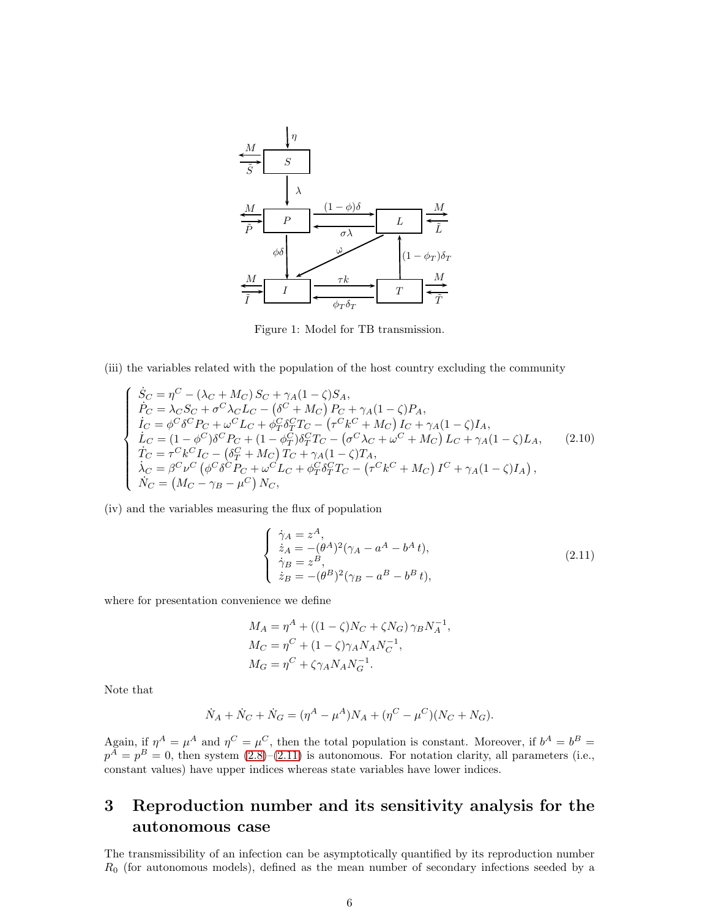Figure 1: Model for TB transmission.

(iii) the variables related with the population of the host country excluding the community

$$
\begin{cases}
\dot{S}_C = \eta^C - (\lambda_C + M_C)\, S_C + \gamma_A(1-\zeta)S_A, \\
\dot{P}_C = \lambda_C S_C + \sigma^C \lambda_C L_C - \left(\delta^C + M_C\right) P_C + \gamma_A(1-\zeta)P_A, \\
\dot{I}_C = \phi^C \delta^C P_C + \omega^C L_C + \phi_T^C \delta_T^C T_C - \left(\tau^C k^C + M_C\right) I_C + \gamma_A(1-\zeta)I_A, \\
\dot{L}_C = (1-\phi^C)\delta^C P_C + (1-\phi_T^C)\delta_T^C T_C - \left(\sigma^C \lambda_C + \omega^C + M_C\right) L_C + \gamma_A(1-\zeta)L_A, \\
\dot{T}_C = \tau^C k^C I_C - \left(\delta_T^C + M_C\right) T_C + \gamma_A(1-\zeta)T_A, \\
\dot{\lambda}_C = \beta^C \nu^C \left(\phi^C \delta^C P_C + \omega^C L_C + \phi_T^C \delta_T^C T_C - \left(\tau^C k^C + M_C\right) I^C + \gamma_A(1-\zeta)I_A\right), \\
\dot{N}_C = \left(M_C - \gamma_B - \mu^C\right) N_C,
\end{cases}
\tag{2.10}
$$

(iv) and the variables measuring the flux of population

$$
\begin{cases}
\dot{\gamma}_A = z^A, \\
\dot{z}_A = -(\theta^A)^2(\gamma_A - a^A - b^A\, t), \\
\dot{\gamma}_B = z^B, \\
\dot{z}_B = -(\theta^B)^2(\gamma_B - a^B - b^B\, t),
\end{cases}
\tag{2.11}
$$

where for presentation convenience we define

$$
\begin{aligned}
M_A &= \eta^A + \left((1-\zeta)N_C + \zeta N_G\right)\gamma_B N_A^{-1}, \\
M_C &= \eta^C + (1-\zeta)\gamma_A N_A N_C^{-1}, \\
M_G &= \eta^C + \zeta \gamma_A N_A N_G^{-1}.
\end{aligned}
$$

Note that

$$
\dot{N}_A + \dot{N}_C + \dot{N}_G = (\eta^A - \mu^A)N_A + (\eta^C - \mu^C)(N_C + N_G).
$$

Again, if $\eta^A = \mu^A$ and $\eta^C = \mu^C$, then the total population is constant. Moreover, if $b^A = b^B = p^A = p^B = 0$, then system (2.8)–(2.11) is autonomous. For notation clarity, all parameters (i.e., constant values) have upper indices whereas state variables have lower indices.

# 3 Reproduction number and its sensitivity analysis for the autonomous case

The transmissibility of an infection can be asymptotically quantified by its reproduction number $R_0$ (for autonomous models), defined as the mean number of secondary infections seeded by a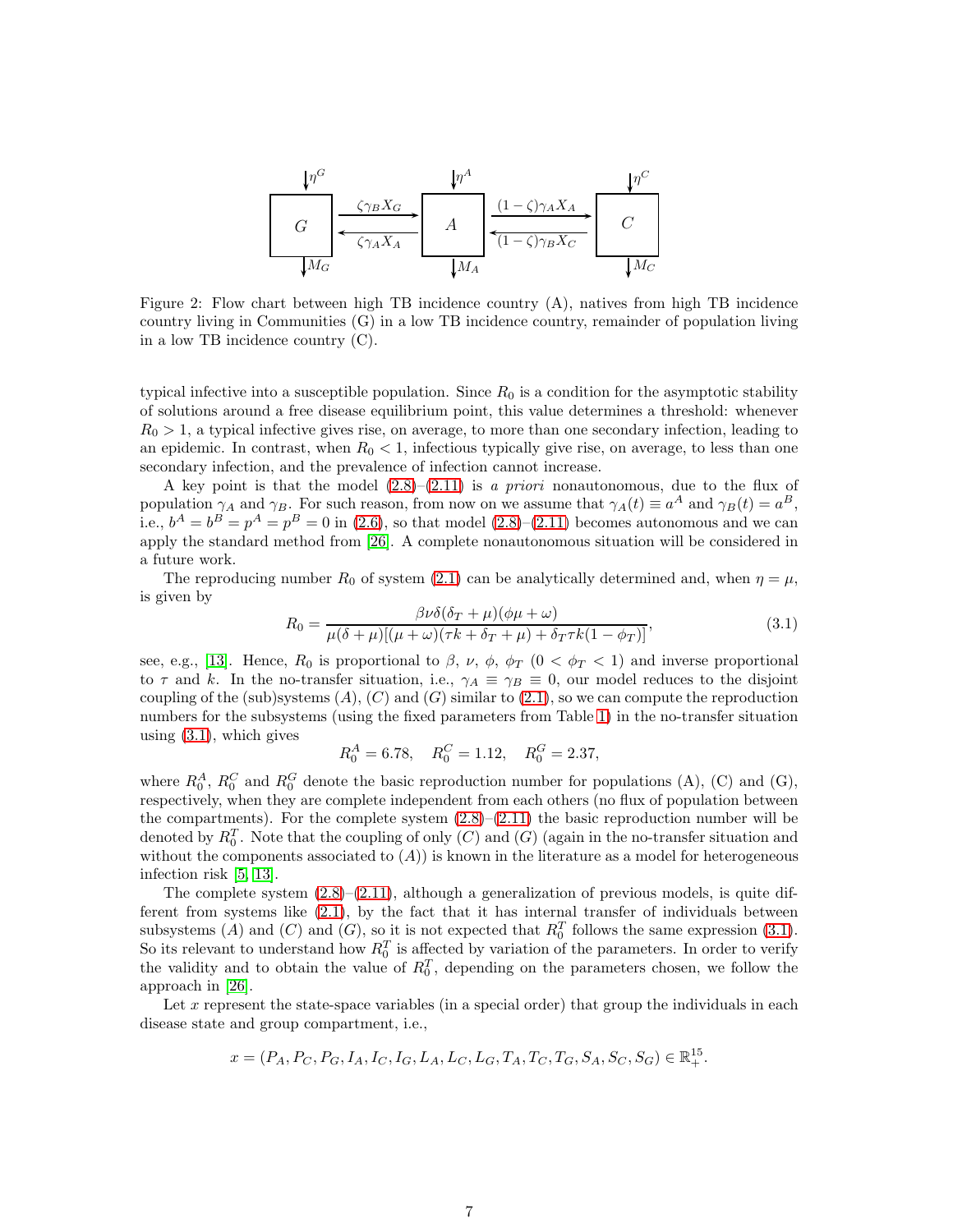Figure 2: Flow chart between high TB incidence country (A), natives from high TB incidence country living in Communities (G) in a low TB incidence country, remainder of population living in a low TB incidence country (C).

typical infective into a susceptible population. Since $R_0$ is a condition for the asymptotic stability of solutions around a free disease equilibrium point, this value determines a threshold: whenever $R_0 > 1$, a typical infective gives rise, on average, to more than one secondary infection, leading to an epidemic. In contrast, when $R_0 < 1$, infectious typically give rise, on average, to less than one secondary infection, and the prevalence of infection cannot increase.

A key point is that the model (2.8)–(2.11) is *a priori* nonautonomous, due to the flux of population $\gamma_A$ and $\gamma_B$. For such reason, from now on we assume that $\gamma_A(t) \equiv a^A$ and $\gamma_B(t) = a^B$, i.e., $b^A = b^B = p^A = p^B = 0$ in (2.6), so that model (2.8)–(2.11) becomes autonomous and we can apply the standard method from [26]. A complete nonautonomous situation will be considered in a future work.

The reproducing number $R_0$ of system (2.1) can be analytically determined and, when $\eta = \mu$, is given by

$$R_0 = \frac{\beta\nu\delta(\delta_T + \mu)(\phi\mu + \omega)}{\mu(\delta + \mu)[(\mu + \omega)(\tau k + \delta_T + \mu) + \delta_T \tau k(1 - \phi_T)]}, \tag{3.1}$$

see, e.g., [13]. Hence, $R_0$ is proportional to $\beta$, $\nu$, $\phi$, $\phi_T$ ($0 < \phi_T < 1$) and inverse proportional to $\tau$ and $k$. In the no-transfer situation, i.e., $\gamma_A \equiv \gamma_B \equiv 0$, our model reduces to the disjoint coupling of the (sub)systems $(A)$, $(C)$ and $(G)$ similar to (2.1), so we can compute the reproduction numbers for the subsystems (using the fixed parameters from Table 1) in the no-transfer situation using (3.1), which gives

$$R_0^A = 6.78, \quad R_0^C = 1.12, \quad R_0^G = 2.37,$$

where $R_0^A$, $R_0^C$ and $R_0^G$ denote the basic reproduction number for populations (A), (C) and (G), respectively, when they are complete independent from each others (no flux of population between the compartments). For the complete system (2.8)–(2.11) the basic reproduction number will be denoted by $R_0^T$. Note that the coupling of only $(C)$ and $(G)$ (again in the no-transfer situation and without the components associated to $(A)$) is known in the literature as a model for heterogeneous infection risk [5, 13].

The complete system (2.8)–(2.11), although a generalization of previous models, is quite different from systems like (2.1), by the fact that it has internal transfer of individuals between subsystems $(A)$ and $(C)$ and $(G)$, so it is not expected that $R_0^T$ follows the same expression (3.1). So its relevant to understand how $R_0^T$ is affected by variation of the parameters. In order to verify the validity and to obtain the value of $R_0^T$, depending on the parameters chosen, we follow the approach in [26].

Let $x$ represent the state-space variables (in a special order) that group the individuals in each disease state and group compartment, i.e.,

$$x = (P_A, P_C, P_G, I_A, I_C, I_G, L_A, L_C, L_G, T_A, T_C, T_G, S_A, S_C, S_G) \in \mathbb{R}_+^{15}.$$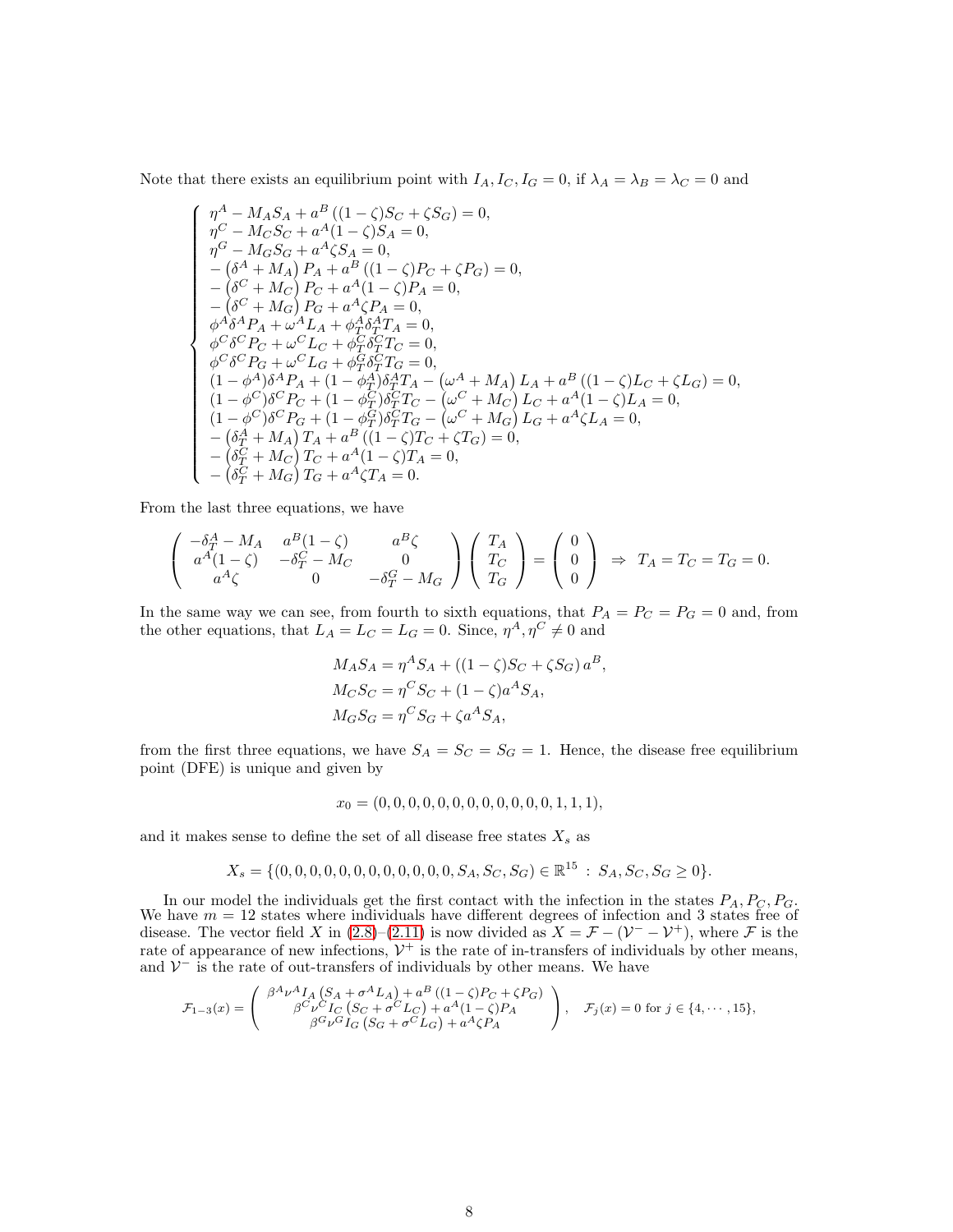Note that there exists an equilibrium point with $I_A, I_C, I_G = 0$, if $\lambda_A = \lambda_B = \lambda_C = 0$ and

$$
\left\{
\begin{array}{l}
\eta^A - M_A S_A + a^B\left((1-\zeta)S_C + \zeta S_G\right) = 0,\\
\eta^C - M_C S_C + a^A(1-\zeta)S_A = 0,\\
\eta^G - M_G S_G + a^A\zeta S_A = 0,\\
-\left(\delta^A + M_A\right)P_A + a^B\left((1-\zeta)P_C + \zeta P_G\right) = 0,\\
-\left(\delta^C + M_C\right)P_C + a^A(1-\zeta)P_A = 0,\\
-\left(\delta^C + M_G\right)P_G + a^A\zeta P_A = 0,\\
\phi^A\delta^A P_A + \omega^A L_A + \phi_T^A\delta_T^A T_A = 0,\\
\phi^C\delta^C P_C + \omega^C L_C + \phi_T^C\delta_T^C T_C = 0,\\
\phi^C\delta^C P_G + \omega^C L_G + \phi_T^G\delta_T^G T_G = 0,\\
(1-\phi^A)\delta^A P_A + (1-\phi_T^A)\delta_T^A T_A - \left(\omega^A + M_A\right)L_A + a^B\left((1-\zeta)L_C + \zeta L_G\right) = 0,\\
(1-\phi^C)\delta^C P_C + (1-\phi_T^C)\delta_T^C T_C - \left(\omega^C + M_C\right)L_C + a^A(1-\zeta)L_A = 0,\\
(1-\phi^C)\delta^C P_G + (1-\phi_T^G)\delta_T^C T_G - \left(\omega^C + M_G\right)L_G + a^A\zeta L_A = 0,\\
-\left(\delta_T^A + M_A\right)T_A + a^B\left((1-\zeta)T_C + \zeta T_G\right) = 0,\\
-\left(\delta_T^C + M_C\right)T_C + a^A(1-\zeta)T_A = 0,\\
-\left(\delta_T^C + M_G\right)T_G + a^A\zeta T_A = 0.
\end{array}
\right.
$$

From the last three equations, we have

$$
\begin{pmatrix}
-\delta_T^A - M_A & a^B(1-\zeta) & a^B\zeta\\
a^A(1-\zeta) & -\delta_T^C - M_C & 0\\
a^A\zeta & 0 & -\delta_T^G - M_G
\end{pmatrix}
\begin{pmatrix} T_A\\ T_C\\ T_G \end{pmatrix}
=
\begin{pmatrix} 0\\ 0\\ 0 \end{pmatrix}
\;\Rightarrow\; T_A = T_C = T_G = 0.
$$

In the same way we can see, from fourth to sixth equations, that $P_A = P_C = P_G = 0$ and, from the other equations, that $L_A = L_C = L_G = 0$. Since, $\eta^A, \eta^C \neq 0$ and

$$
\begin{aligned}
M_A S_A &= \eta^A S_A + \left((1-\zeta)S_C + \zeta S_G\right)a^B,\\
M_C S_C &= \eta^C S_C + (1-\zeta)a^A S_A,\\
M_G S_G &= \eta^C S_G + \zeta a^A S_A,
\end{aligned}
$$

from the first three equations, we have $S_A = S_C = S_G = 1$. Hence, the disease free equilibrium point (DFE) is unique and given by

$$
x_0 = (0,0,0,0,0,0,0,0,0,0,0,0,1,1,1),
$$

and it makes sense to define the set of all disease free states $X_s$ as

$$
X_s = \{(0,0,0,0,0,0,0,0,0,0,0,0,S_A,S_C,S_G) \in \mathbb{R}^{15} \;:\; S_A, S_C, S_G \geq 0\}.
$$

In our model the individuals get the first contact with the infection in the states $P_A, P_C, P_G$. We have $m = 12$ states where individuals have different degrees of infection and 3 states free of disease. The vector field $X$ in (2.8)–(2.11) is now divided as $X = \mathcal{F} - (\mathcal{V}^- - \mathcal{V}^+)$, where $\mathcal{F}$ is the rate of appearance of new infections, $\mathcal{V}^+$ is the rate of in-transfers of individuals by other means, and $\mathcal{V}^-$ is the rate of out-transfers of individuals by other means. We have

$$
\mathcal{F}_{1-3}(x) =
\begin{pmatrix}
\beta^A\nu^A I_A\left(S_A + \sigma^A L_A\right) + a^B\left((1-\zeta)P_C + \zeta P_G\right)\\
\beta^C\nu^C I_C\left(S_C + \sigma^C L_C\right) + a^A(1-\zeta)P_A\\
\beta^G\nu^G I_G\left(S_G + \sigma^C L_G\right) + a^A\zeta P_A
\end{pmatrix},
\quad \mathcal{F}_j(x) = 0 \text{ for } j \in \{4, \cdots, 15\},
$$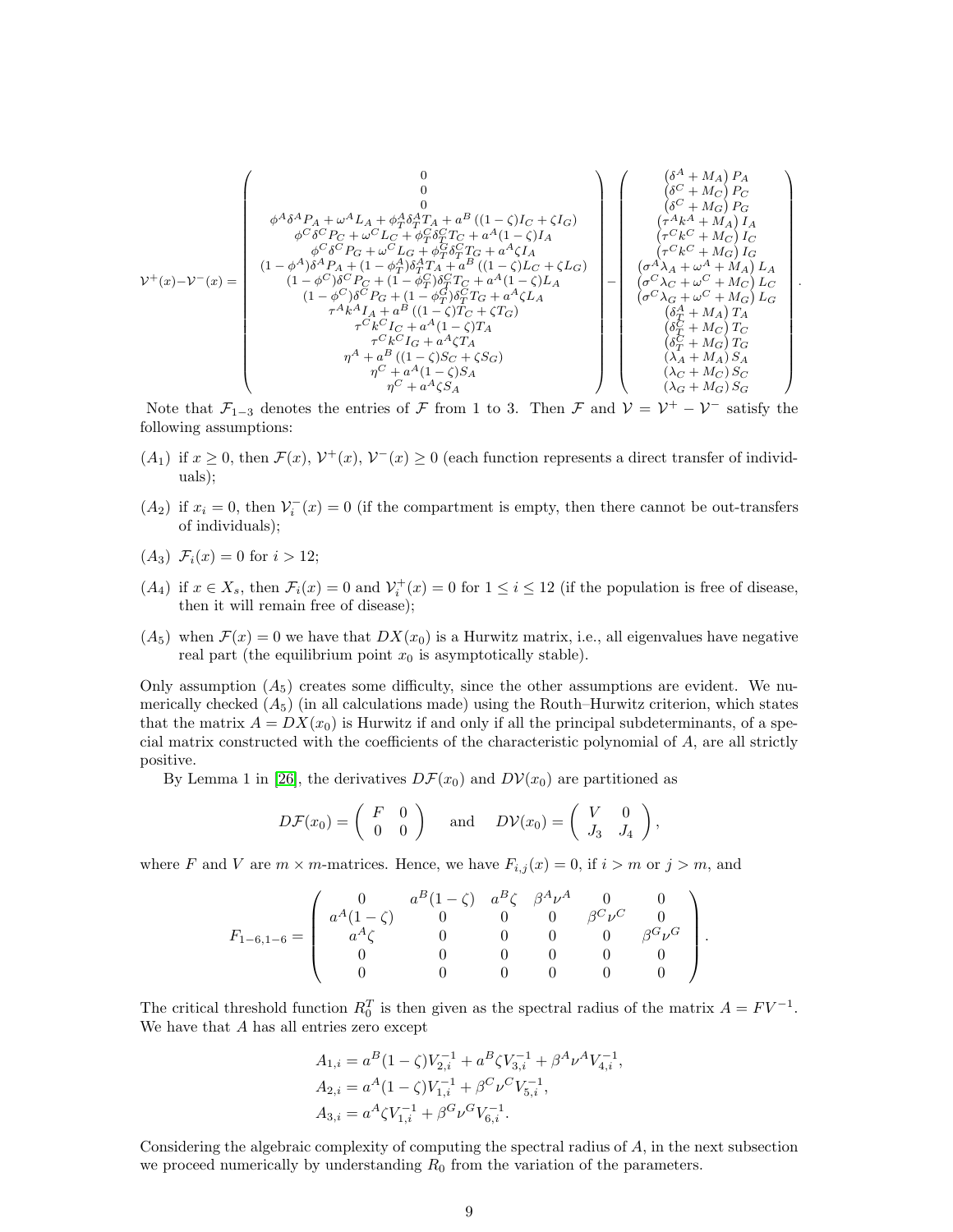$$
\mathcal{V}^{+}(x)-\mathcal{V}^{-}(x)=\begin{pmatrix}
0\\
0\\
0\\
\phi^A\delta^A P_A+\omega^A L_A+\phi_T^A\delta_T^A T_A+a^B\left((1-\zeta)I_C+\zeta I_G\right)\\
\phi^C\delta^C P_C+\omega^C L_C+\phi_T^C\delta_T^C T_C+a^A(1-\zeta)I_A\\
\phi^C\delta^C P_G+\omega^C L_G+\phi_T^G\delta_T^C T_G+a^A\zeta I_A\\
(1-\phi^A)\delta^A P_A+(1-\phi_T^A)\delta_T^A T_A+a^B\left((1-\zeta)L_C+\zeta L_G\right)\\
(1-\phi^C)\delta^C P_C+(1-\phi_T^C)\delta_T^C T_C+a^A(1-\zeta)L_A\\
(1-\phi^C)\delta^C P_G+(1-\phi_T^G)\delta_T^C T_G+a^A\zeta L_A\\
\tau^A k^A I_A+a^B\left((1-\zeta)T_C+\zeta T_G\right)\\
\tau^C k^C I_C+a^A(1-\zeta)T_A\\
\tau^C k^C I_G+a^A\zeta T_A\\
\eta^A+a^B\left((1-\zeta)S_C+\zeta S_G\right)\\
\eta^C+a^A(1-\zeta)S_A\\
\eta^C+a^A\zeta S_A
\end{pmatrix}
-\begin{pmatrix}
\left(\delta^A+M_A\right)P_A\\
\left(\delta^C+M_C\right)P_C\\
\left(\delta^C+M_G\right)P_G\\
\left(\tau^A k^A+M_A\right)I_A\\
\left(\tau^C k^C+M_C\right)I_C\\
\left(\tau^C k^C+M_G\right)I_G\\
\left(\sigma^A\lambda_A+\omega^A+M_A\right)L_A\\
\left(\sigma^C\lambda_C+\omega^C+M_C\right)L_C\\
\left(\sigma^C\lambda_G+\omega^C+M_G\right)L_G\\
\left(\delta_T^A+M_A\right)T_A\\
\left(\delta_T^C+M_C\right)T_C\\
\left(\delta_T^C+M_G\right)T_G\\
\left(\lambda_A+M_A\right)S_A\\
\left(\lambda_C+M_C\right)S_C\\
\left(\lambda_G+M_G\right)S_G
\end{pmatrix}.
$$

Note that $\mathcal{F}_{1-3}$ denotes the entries of $\mathcal{F}$ from 1 to 3. Then $\mathcal{F}$ and $\mathcal{V}=\mathcal{V}^{+}-\mathcal{V}^{-}$ satisfy the following assumptions:

- $(A_1)$ if $x\geq 0$, then $\mathcal{F}(x)$, $\mathcal{V}^{+}(x)$, $\mathcal{V}^{-}(x)\geq 0$ (each function represents a direct transfer of individuals);
- $(A_2)$ if $x_i=0$, then $\mathcal{V}_i^{-}(x)=0$ (if the compartment is empty, then there cannot be out-transfers of individuals);
- $(A_3)$ $\mathcal{F}_i(x)=0$ for $i>12$;
- $(A_4)$ if $x\in X_s$, then $\mathcal{F}_i(x)=0$ and $\mathcal{V}_i^{+}(x)=0$ for $1\leq i\leq 12$ (if the population is free of disease, then it will remain free of disease);
- $(A_5)$ when $\mathcal{F}(x)=0$ we have that $DX(x_0)$ is a Hurwitz matrix, i.e., all eigenvalues have negative real part (the equilibrium point $x_0$ is asymptotically stable).

Only assumption $(A_5)$ creates some difficulty, since the other assumptions are evident. We numerically checked $(A_5)$ (in all calculations made) using the Routh–Hurwitz criterion, which states that the matrix $A=DX(x_0)$ is Hurwitz if and only if all the principal subdeterminants, of a special matrix constructed with the coefficients of the characteristic polynomial of $A$, are all strictly positive.

By Lemma 1 in [26], the derivatives $D\mathcal{F}(x_0)$ and $D\mathcal{V}(x_0)$ are partitioned as

$$
D\mathcal{F}(x_0)=\begin{pmatrix} F & 0\\ 0 & 0\end{pmatrix}\quad\text{and}\quad D\mathcal{V}(x_0)=\begin{pmatrix} V & 0\\ J_3 & J_4\end{pmatrix},
$$

where $F$ and $V$ are $m\times m$-matrices. Hence, we have $F_{i,j}(x)=0$, if $i>m$ or $j>m$, and

$$
F_{1-6,1-6}=\begin{pmatrix}
0 & a^B(1-\zeta) & a^B\zeta & \beta^A\nu^A & 0 & 0\\
a^A(1-\zeta) & 0 & 0 & 0 & \beta^C\nu^C & 0\\
a^A\zeta & 0 & 0 & 0 & 0 & \beta^G\nu^G\\
0 & 0 & 0 & 0 & 0 & 0\\
0 & 0 & 0 & 0 & 0 & 0
\end{pmatrix}.
$$

The critical threshold function $R_0^T$ is then given as the spectral radius of the matrix $A=FV^{-1}$. We have that $A$ has all entries zero except

$$
\begin{aligned}
A_{1,i}&=a^B(1-\zeta)V_{2,i}^{-1}+a^B\zeta V_{3,i}^{-1}+\beta^A\nu^A V_{4,i}^{-1},\\
A_{2,i}&=a^A(1-\zeta)V_{1,i}^{-1}+\beta^C\nu^C V_{5,i}^{-1},\\
A_{3,i}&=a^A\zeta V_{1,i}^{-1}+\beta^G\nu^G V_{6,i}^{-1}.
\end{aligned}
$$

Considering the algebraic complexity of computing the spectral radius of $A$, in the next subsection we proceed numerically by understanding $R_0$ from the variation of the parameters.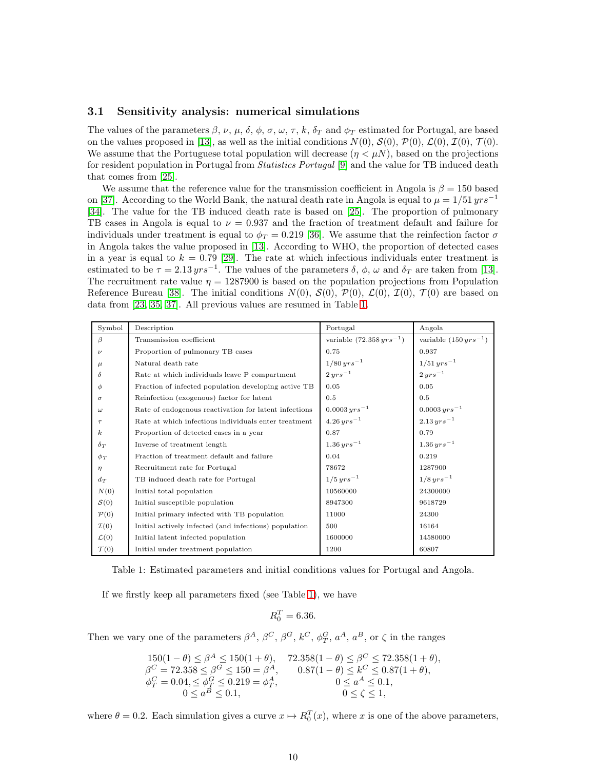### 3.1 Sensitivity analysis: numerical simulations

The values of the parameters $\beta$, $\nu$, $\mu$, $\delta$, $\phi$, $\sigma$, $\omega$, $\tau$, $k$, $\delta_T$ and $\phi_T$ estimated for Portugal, are based on the values proposed in [13], as well as the initial conditions $N(0)$, $\mathcal{S}(0)$, $\mathcal{P}(0)$, $\mathcal{L}(0)$, $\mathcal{I}(0)$, $\mathcal{T}(0)$. We assume that the Portuguese total population will decrease ($\eta < \mu N$), based on the projections for resident population in Portugal from *Statistics Portugal* [9] and the value for TB induced death that comes from [25].

We assume that the reference value for the transmission coefficient in Angola is $\beta = 150$ based on [37]. According to the World Bank, the natural death rate in Angola is equal to $\mu = 1/51\,yrs^{-1}$ [34]. The value for the TB induced death rate is based on [25]. The proportion of pulmonary TB cases in Angola is equal to $\nu = 0.937$ and the fraction of treatment default and failure for individuals under treatment is equal to $\phi_T = 0.219$ [36]. We assume that the reinfection factor $\sigma$ in Angola takes the value proposed in [13]. According to WHO, the proportion of detected cases in a year is equal to $k = 0.79$ [29]. The rate at which infectious individuals enter treatment is estimated to be $\tau = 2.13\,yrs^{-1}$. The values of the parameters $\delta$, $\phi$, $\omega$ and $\delta_T$ are taken from [13]. The recruitment rate value $\eta = 1287900$ is based on the population projections from Population Reference Bureau [38]. The initial conditions $N(0)$, $\mathcal{S}(0)$, $\mathcal{P}(0)$, $\mathcal{L}(0)$, $\mathcal{I}(0)$, $\mathcal{T}(0)$ are based on data from [23, 35, 37]. All previous values are resumed in Table 1.

| Symbol | Description | Portugal | Angola |
|---|---|---|---|
| $\beta$ | Transmission coefficient | variable ($72.358\,yrs^{-1}$) | variable ($150\,yrs^{-1}$) |
| $\nu$ | Proportion of pulmonary TB cases | 0.75 | 0.937 |
| $\mu$ | Natural death rate | $1/80\,yrs^{-1}$ | $1/51\,yrs^{-1}$ |
| $\delta$ | Rate at which individuals leave P compartment | $2\,yrs^{-1}$ | $2\,yrs^{-1}$ |
| $\phi$ | Fraction of infected population developing active TB | 0.05 | 0.05 |
| $\sigma$ | Reinfection (exogenous) factor for latent | 0.5 | 0.5 |
| $\omega$ | Rate of endogenous reactivation for latent infections | $0.0003\,yrs^{-1}$ | $0.0003\,yrs^{-1}$ |
| $\tau$ | Rate at which infectious individuals enter treatment | $4.26\,yrs^{-1}$ | $2.13\,yrs^{-1}$ |
| $k$ | Proportion of detected cases in a year | 0.87 | 0.79 |
| $\delta_T$ | Inverse of treatment length | $1.36\,yrs^{-1}$ | $1.36\,yrs^{-1}$ |
| $\phi_T$ | Fraction of treatment default and failure | 0.04 | 0.219 |
| $\eta$ | Recruitment rate for Portugal | 78672 | 1287900 |
| $d_T$ | TB induced death rate for Portugal | $1/5\,yrs^{-1}$ | $1/8\,yrs^{-1}$ |
| $N(0)$ | Initial total population | 10560000 | 24300000 |
| $\mathcal{S}(0)$ | Initial susceptible population | 8947300 | 9618729 |
| $\mathcal{P}(0)$ | Initial primary infected with TB population | 11000 | 24300 |
| $\mathcal{I}(0)$ | Initial actively infected (and infectious) population | 500 | 16164 |
| $\mathcal{L}(0)$ | Initial latent infected population | 1600000 | 14580000 |
| $\mathcal{T}(0)$ | Initial under treatment population | 1200 | 60807 |

Table 1: Estimated parameters and initial conditions values for Portugal and Angola.

If we firstly keep all parameters fixed (see Table 1), we have

$$R_0^T = 6.36.$$

Then we vary one of the parameters $\beta^A$, $\beta^C$, $\beta^G$, $k^C$, $\phi_T^G$, $a^A$, $a^B$, or $\zeta$ in the ranges

$$
\begin{array}{cc}
150(1-\theta) \leq \beta^A \leq 150(1+\theta), & 72.358(1-\theta) \leq \beta^C \leq 72.358(1+\theta), \\
\beta^C = 72.358 \leq \beta^G \leq 150 = \beta^A, & 0.87(1-\theta) \leq k^C \leq 0.87(1+\theta), \\
\phi_T^C = 0.04, \leq \phi_T^G \leq 0.219 = \phi_T^A, & 0 \leq a^A \leq 0.1, \\
0 \leq a^B \leq 0.1, & 0 \leq \zeta \leq 1,
\end{array}
$$

where $\theta = 0.2$. Each simulation gives a curve $x \mapsto R_0^T(x)$, where $x$ is one of the above parameters,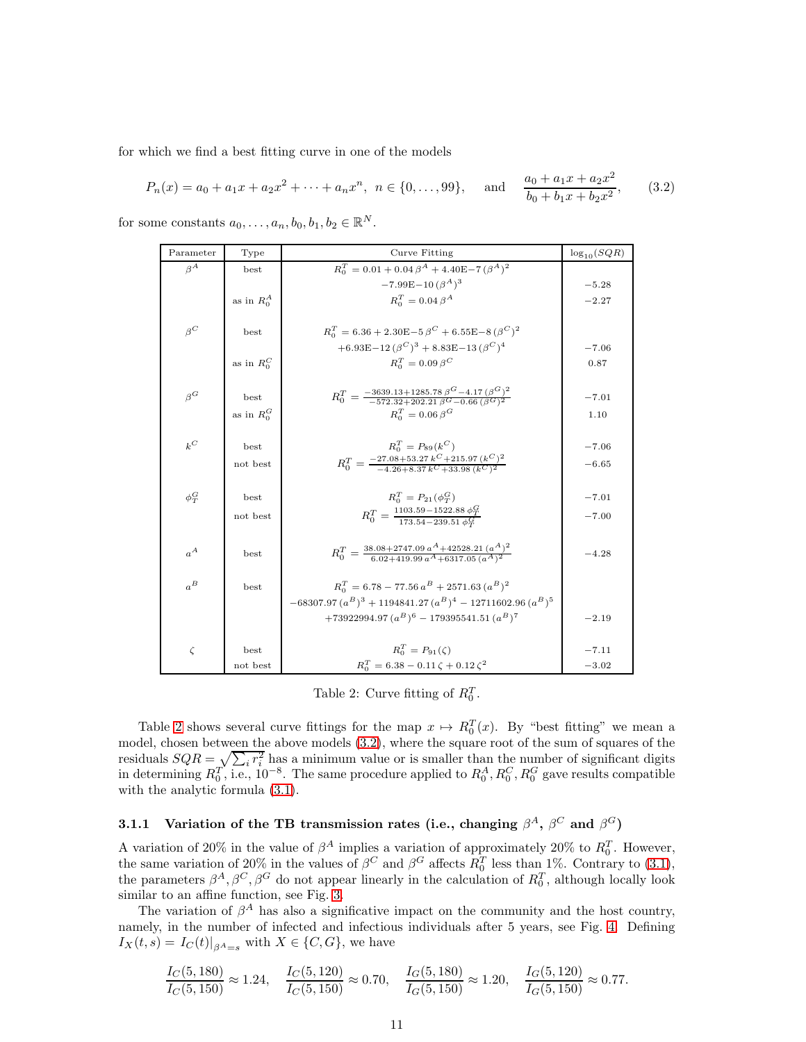for which we find a best fitting curve in one of the models

$$P_n(x) = a_0 + a_1 x + a_2 x^2 + \cdots + a_n x^n,\ n \in \{0, \ldots, 99\}, \quad \text{and} \quad \frac{a_0 + a_1 x + a_2 x^2}{b_0 + b_1 x + b_2 x^2}, \tag{3.2}$$

for some constants $a_0, \ldots, a_n, b_0, b_1, b_2 \in \mathbb{R}^N$.

| Parameter | Type | Curve Fitting | $\log_{10}(SQR)$ |
|---|---|---|---|
| $\beta^A$ | best | $R_0^T = 0.01 + 0.04\,\beta^A + 4.40\text{E}{-7}\,(\beta^A)^2 - 7.99\text{E}{-10}\,(\beta^A)^3$ | $-5.28$ |
| | as in $R_0^A$ | $R_0^T = 0.04\,\beta^A$ | $-2.27$ |
| $\beta^C$ | best | $R_0^T = 6.36 + 2.30\text{E}{-5}\,\beta^C + 6.55\text{E}{-8}\,(\beta^C)^2 + 6.93\text{E}{-12}\,(\beta^C)^3 + 8.83\text{E}{-13}\,(\beta^C)^4$ | $-7.06$ |
| | as in $R_0^C$ | $R_0^T = 0.09\,\beta^C$ | $0.87$ |
| $\beta^G$ | best | $R_0^T = \frac{-3639.13 + 1285.78\,\beta^G - 4.17\,(\beta^G)^2}{-572.32 + 202.21\,\beta^G - 0.66\,(\beta^G)^2}$ | $-7.01$ |
| | as in $R_0^G$ | $R_0^T = 0.06\,\beta^G$ | $1.10$ |
| $k^C$ | best | $R_0^T = P_{89}(k^C)$ | $-7.06$ |
| | not best | $R_0^T = \frac{-27.08 + 53.27\,k^C + 215.97\,(k^C)^2}{-4.26 + 8.37\,k^C + 33.98\,(k^C)^2}$ | $-6.65$ |
| $\phi_T^G$ | best | $R_0^T = P_{21}(\phi_T^G)$ | $-7.01$ |
| | not best | $R_0^T = \frac{1103.59 - 1522.88\,\phi_T^G}{173.54 - 239.51\,\phi_T^G}$ | $-7.00$ |
| $a^A$ | best | $R_0^T = \frac{38.08 + 2747.09\,a^A + 42528.21\,(a^A)^2}{6.02 + 419.99\,a^A + 6317.05\,(a^A)^2}$ | $-4.28$ |
| $a^B$ | best | $R_0^T = 6.78 - 77.56\,a^B + 2571.63\,(a^B)^2 - 68307.97\,(a^B)^3 + 1194841.27\,(a^B)^4 - 12711602.96\,(a^B)^5 + 73922994.97\,(a^B)^6 - 179395541.51\,(a^B)^7$ | $-2.19$ |
| $\zeta$ | best | $R_0^T = P_{91}(\zeta)$ | $-7.11$ |
| | not best | $R_0^T = 6.38 - 0.11\,\zeta + 0.12\,\zeta^2$ | $-3.02$ |

Table 2: Curve fitting of $R_0^T$.

Table 2 shows several curve fittings for the map $x \mapsto R_0^T(x)$. By "best fitting" we mean a model, chosen between the above models (3.2), where the square root of the sum of squares of the residuals $SQR = \sqrt{\sum_i r_i^2}$ has a minimum value or is smaller than the number of significant digits in determining $R_0^T$, i.e., $10^{-8}$. The same procedure applied to $R_0^A, R_0^C, R_0^G$ gave results compatible with the analytic formula (3.1).

### 3.1.1 Variation of the TB transmission rates (i.e., changing $\beta^A$, $\beta^C$ and $\beta^G$)

A variation of 20% in the value of $\beta^A$ implies a variation of approximately 20% to $R_0^T$. However, the same variation of 20% in the values of $\beta^C$ and $\beta^G$ affects $R_0^T$ less than 1%. Contrary to (3.1), the parameters $\beta^A, \beta^C, \beta^G$ do not appear linearly in the calculation of $R_0^T$, although locally look similar to an affine function, see Fig. 3.

The variation of $\beta^A$ has also a significative impact on the community and the host country, namely, in the number of infected and infectious individuals after 5 years, see Fig. 4. Defining $I_X(t,s) = I_C(t)|_{\beta^A = s}$ with $X \in \{C, G\}$, we have

$$\frac{I_C(5,180)}{I_C(5,150)} \approx 1.24, \quad \frac{I_C(5,120)}{I_C(5,150)} \approx 0.70, \quad \frac{I_G(5,180)}{I_G(5,150)} \approx 1.20, \quad \frac{I_G(5,120)}{I_G(5,150)} \approx 0.77.$$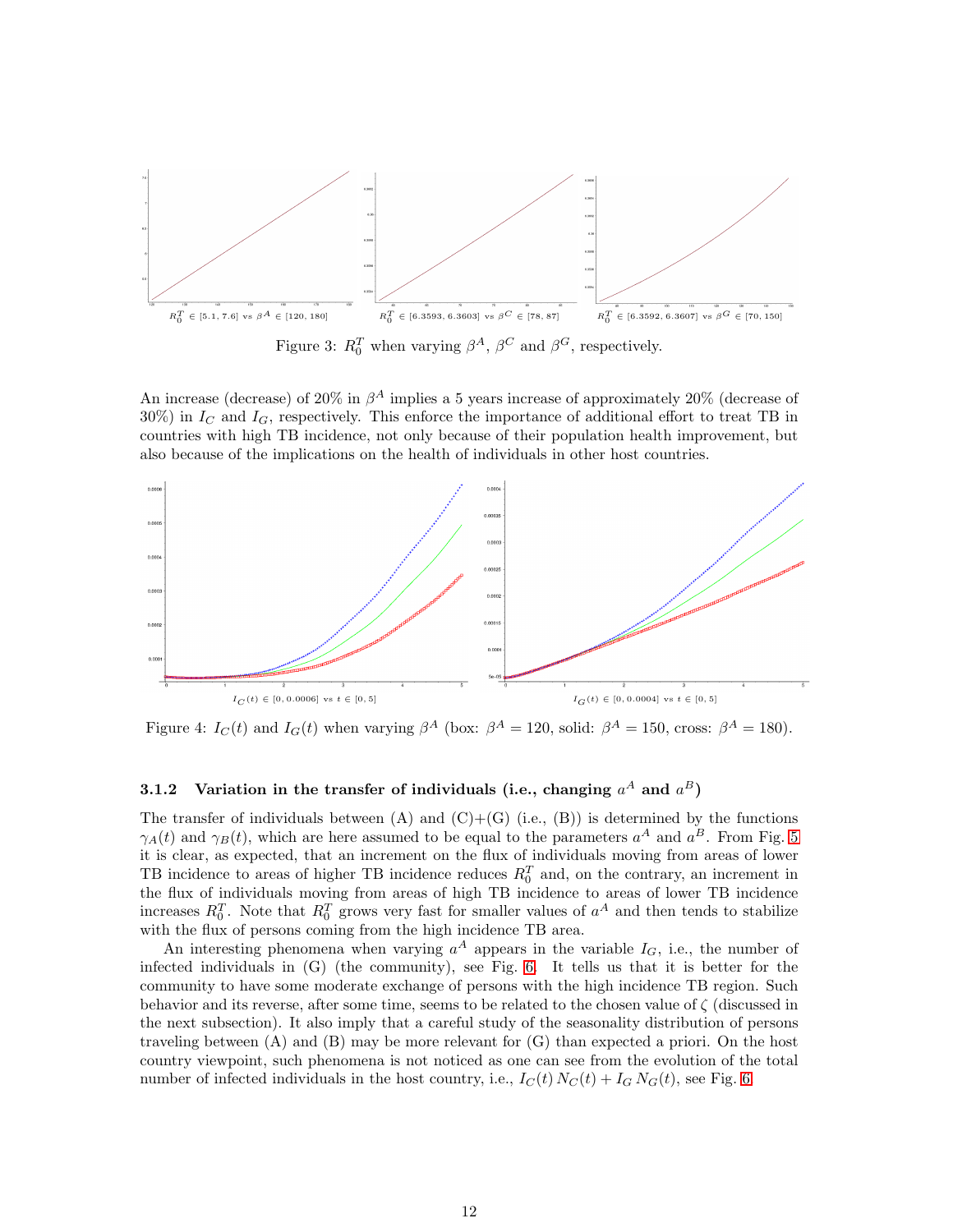$R_0^T \in [5.1, 7.6]$ vs $\beta^A \in [120, 180]$ $R_0^T \in [6.3593, 6.3603]$ vs $\beta^C \in [78, 87]$ $R_0^T \in [6.3592, 6.3607]$ vs $\beta^G \in [70, 150]$

Figure 3: $R_0^T$ when varying $\beta^A$, $\beta^C$ and $\beta^G$, respectively.

An increase (decrease) of 20% in $\beta^A$ implies a 5 years increase of approximately 20% (decrease of 30%) in $I_C$ and $I_G$, respectively. This enforce the importance of additional effort to treat TB in countries with high TB incidence, not only because of their population health improvement, but also because of the implications on the health of individuals in other host countries.

$I_C(t) \in [0, 0.0006]$ vs $t \in [0, 5]$ $I_G(t) \in [0, 0.0004]$ vs $t \in [0, 5]$

Figure 4: $I_C(t)$ and $I_G(t)$ when varying $\beta^A$ (box: $\beta^A = 120$, solid: $\beta^A = 150$, cross: $\beta^A = 180$).

### 3.1.2 Variation in the transfer of individuals (i.e., changing $a^A$ and $a^B$)

The transfer of individuals between (A) and (C)+(G) (i.e., (B)) is determined by the functions $\gamma_A(t)$ and $\gamma_B(t)$, which are here assumed to be equal to the parameters $a^A$ and $a^B$. From Fig. 5 it is clear, as expected, that an increment on the flux of individuals moving from areas of lower TB incidence to areas of higher TB incidence reduces $R_0^T$ and, on the contrary, an increment in the flux of individuals moving from areas of high TB incidence to areas of lower TB incidence increases $R_0^T$. Note that $R_0^T$ grows very fast for smaller values of $a^A$ and then tends to stabilize with the flux of persons coming from the high incidence TB area.

An interesting phenomena when varying $a^A$ appears in the variable $I_G$, i.e., the number of infected individuals in (G) (the community), see Fig. 6. It tells us that it is better for the community to have some moderate exchange of persons with the high incidence TB region. Such behavior and its reverse, after some time, seems to be related to the chosen value of $\zeta$ (discussed in the next subsection). It also imply that a careful study of the seasonality distribution of persons traveling between (A) and (B) may be more relevant for (G) than expected a priori. On the host country viewpoint, such phenomena is not noticed as one can see from the evolution of the total number of infected individuals in the host country, i.e., $I_C(t)\, N_C(t) + I_G\, N_G(t)$, see Fig. 6.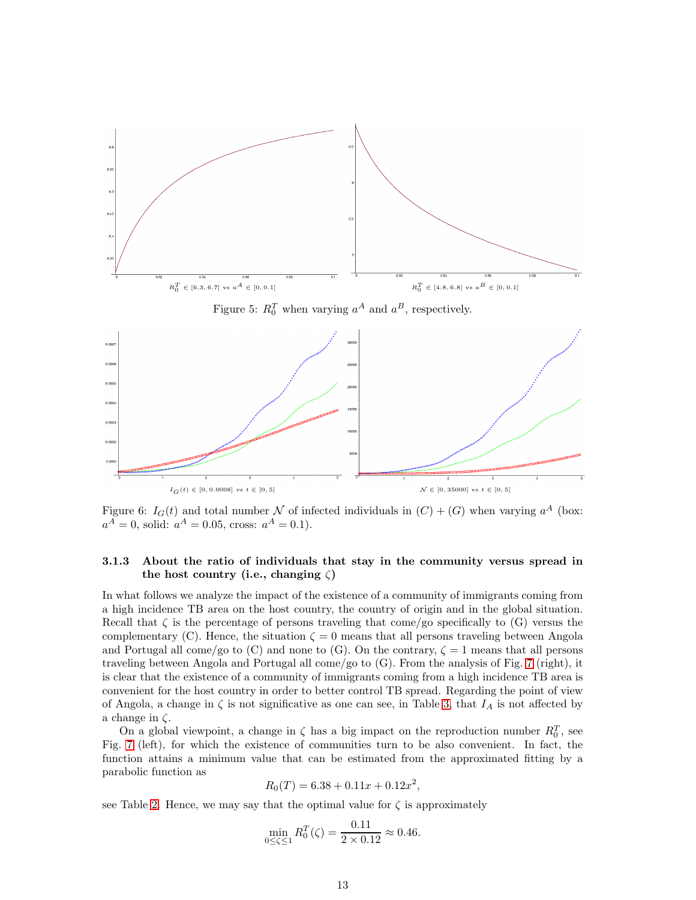$R_0^T \in [6.3, 6.7]$ vs $a^A \in [0, 0.1]$

$R_0^T \in [4.8, 6.8]$ vs $a^B \in [0, 0.1]$

Figure 5: $R_0^T$ when varying $a^A$ and $a^B$, respectively.

$I_G(t) \in [0, 0.0008]$ vs $t \in [0, 5]$

$\mathcal{N} \in [0, 35000]$ vs $t \in [0, 5]$

Figure 6: $I_G(t)$ and total number $\mathcal{N}$ of infected individuals in $(C) + (G)$ when varying $a^A$ (box: $a^A = 0$, solid: $a^A = 0.05$, cross: $a^A = 0.1$).

#### 3.1.3 About the ratio of individuals that stay in the community versus spread in the host country (i.e., changing $\zeta$)

In what follows we analyze the impact of the existence of a community of immigrants coming from a high incidence TB area on the host country, the country of origin and in the global situation. Recall that $\zeta$ is the percentage of persons traveling that come/go specifically to (G) versus the complementary (C). Hence, the situation $\zeta = 0$ means that all persons traveling between Angola and Portugal all come/go to (C) and none to (G). On the contrary, $\zeta = 1$ means that all persons traveling between Angola and Portugal all come/go to (G). From the analysis of Fig. 7 (right), it is clear that the existence of a community of immigrants coming from a high incidence TB area is convenient for the host country in order to better control TB spread. Regarding the point of view of Angola, a change in $\zeta$ is not significative as one can see, in Table 3, that $I_A$ is not affected by a change in $\zeta$.

On a global viewpoint, a change in $\zeta$ has a big impact on the reproduction number $R_0^T$, see Fig. 7 (left), for which the existence of communities turn to be also convenient. In fact, the function attains a minimum value that can be estimated from the approximated fitting by a parabolic function as

$$R_0(T) = 6.38 + 0.11x + 0.12x^2,$$

see Table 2. Hence, we may say that the optimal value for $\zeta$ is approximately

$$\min_{0 \leq \zeta \leq 1} R_0^T(\zeta) = \frac{0.11}{2 \times 0.12} \approx 0.46.$$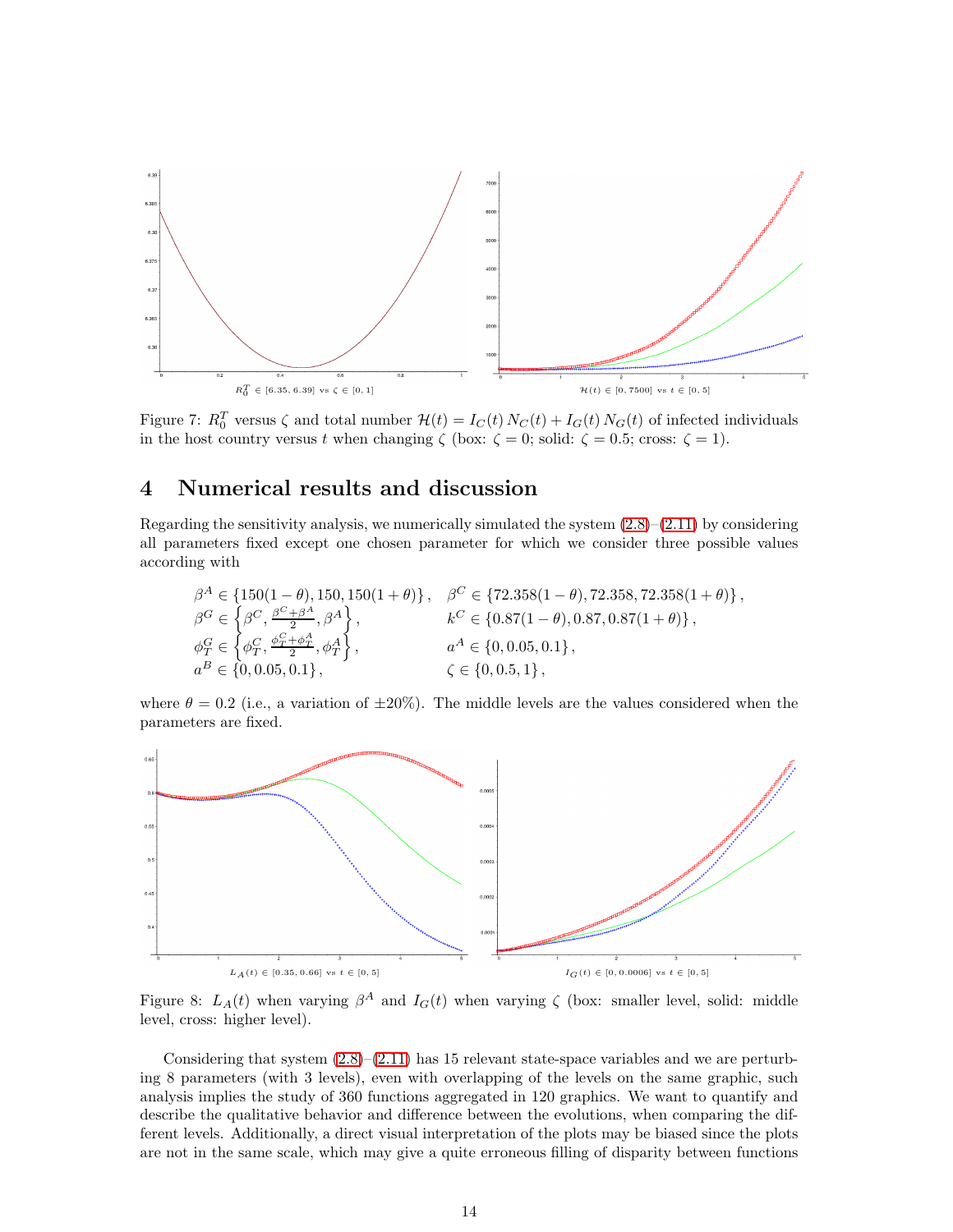Figure 7: $R_0^T$ versus $\zeta$ and total number $\mathcal{H}(t) = I_C(t)\,N_C(t) + I_G(t)\,N_G(t)$ of infected individuals in the host country versus $t$ when changing $\zeta$ (box: $\zeta = 0$; solid: $\zeta = 0.5$; cross: $\zeta = 1$).

## 4 Numerical results and discussion

Regarding the sensitivity analysis, we numerically simulated the system (2.8)–(2.11) by considering all parameters fixed except one chosen parameter for which we consider three possible values according with

$$
\begin{aligned}
&\beta^A \in \{150(1-\theta), 150, 150(1+\theta)\}, && \beta^C \in \{72.358(1-\theta), 72.358, 72.358(1+\theta)\},\\
&\beta^G \in \left\{\beta^C, \tfrac{\beta^C+\beta^A}{2}, \beta^A\right\}, && k^C \in \{0.87(1-\theta), 0.87, 0.87(1+\theta)\},\\
&\phi_T^G \in \left\{\phi_T^C, \tfrac{\phi_T^C+\phi_T^A}{2}, \phi_T^A\right\}, && a^A \in \{0, 0.05, 0.1\},\\
&a^B \in \{0, 0.05, 0.1\}, && \zeta \in \{0, 0.5, 1\},
\end{aligned}
$$

where $\theta = 0.2$ (i.e., a variation of $\pm 20\%$). The middle levels are the values considered when the parameters are fixed.

Figure 8: $L_A(t)$ when varying $\beta^A$ and $I_G(t)$ when varying $\zeta$ (box: smaller level, solid: middle level, cross: higher level).

Considering that system (2.8)–(2.11) has 15 relevant state-space variables and we are perturbing 8 parameters (with 3 levels), even with overlapping of the levels on the same graphic, such analysis implies the study of 360 functions aggregated in 120 graphics. We want to quantify and describe the qualitative behavior and difference between the evolutions, when comparing the different levels. Additionally, a direct visual interpretation of the plots may be biased since the plots are not in the same scale, which may give a quite erroneous filling of disparity between functions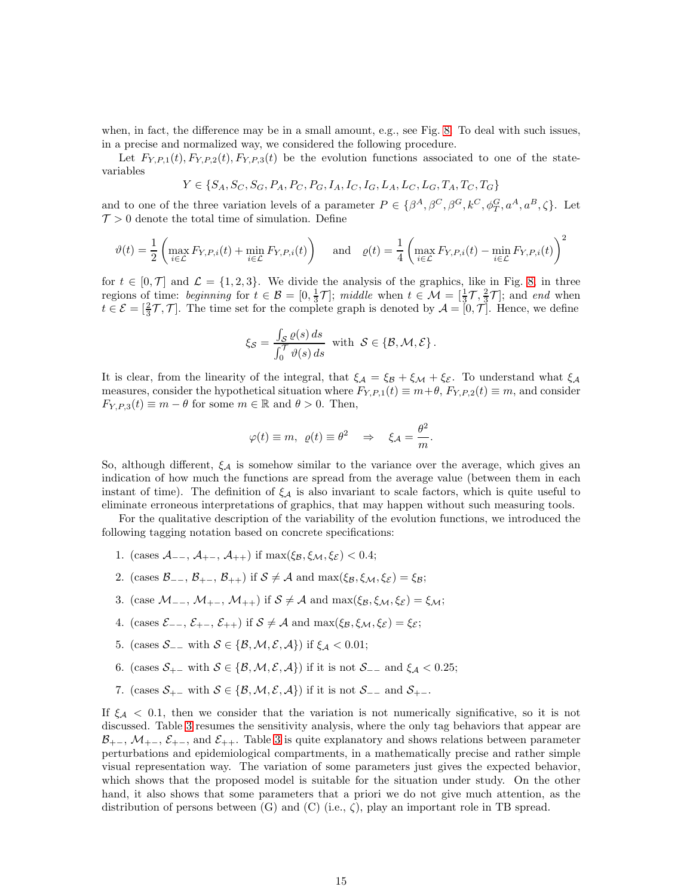when, in fact, the difference may be in a small amount, e.g., see Fig. 8. To deal with such issues, in a precise and normalized way, we considered the following procedure.

Let $F_{Y,P,1}(t), F_{Y,P,2}(t), F_{Y,P,3}(t)$ be the evolution functions associated to one of the state-variables

$$Y \in \{S_A, S_C, S_G, P_A, P_C, P_G, I_A, I_C, I_G, L_A, L_C, L_G, T_A, T_C, T_G\}$$

and to one of the three variation levels of a parameter $P \in \{\beta^A, \beta^C, \beta^G, k^C, \phi_T^G, a^A, a^B, \zeta\}$. Let $\mathcal{T} > 0$ denote the total time of simulation. Define

$$\vartheta(t) = \frac{1}{2}\left(\max_{i\in\mathcal{L}} F_{Y,P,i}(t) + \min_{i\in\mathcal{L}} F_{Y,P,i}(t)\right) \quad \text{and} \quad \varrho(t) = \frac{1}{4}\left(\max_{i\in\mathcal{L}} F_{Y,P,i}(t) - \min_{i\in\mathcal{L}} F_{Y,P,i}(t)\right)^2$$

for $t \in [0, \mathcal{T}]$ and $\mathcal{L} = \{1, 2, 3\}$. We divide the analysis of the graphics, like in Fig. 8, in three regions of time: *beginning* for $t \in \mathcal{B} = [0, \frac{1}{3}\mathcal{T}]$; *middle* when $t \in \mathcal{M} = [\frac{1}{3}\mathcal{T}, \frac{2}{3}\mathcal{T}]$; and *end* when $t \in \mathcal{E} = [\frac{2}{3}\mathcal{T}, \mathcal{T}]$. The time set for the complete graph is denoted by $\mathcal{A} = [0, \mathcal{T}]$. Hence, we define

$$\xi_{\mathcal{S}} = \frac{\int_{\mathcal{S}} \varrho(s)\, ds}{\int_0^{\mathcal{T}} \vartheta(s)\, ds} \ \text{ with } \ \mathcal{S} \in \{\mathcal{B}, \mathcal{M}, \mathcal{E}\}\,.$$

It is clear, from the linearity of the integral, that $\xi_{\mathcal{A}} = \xi_{\mathcal{B}} + \xi_{\mathcal{M}} + \xi_{\mathcal{E}}$. To understand what $\xi_{\mathcal{A}}$ measures, consider the hypothetical situation where $F_{Y,P,1}(t) \equiv m + \theta$, $F_{Y,P,2}(t) \equiv m$, and consider $F_{Y,P,3}(t) \equiv m - \theta$ for some $m \in \mathbb{R}$ and $\theta > 0$. Then,

$$\varphi(t) \equiv m, \ \ \varrho(t) \equiv \theta^2 \quad \Rightarrow \quad \xi_{\mathcal{A}} = \frac{\theta^2}{m}.$$

So, although different, $\xi_{\mathcal{A}}$ is somehow similar to the variance over the average, which gives an indication of how much the functions are spread from the average value (between them in each instant of time). The definition of $\xi_{\mathcal{A}}$ is also invariant to scale factors, which is quite useful to eliminate erroneous interpretations of graphics, that may happen without such measuring tools.

For the qualitative description of the variability of the evolution functions, we introduced the following tagging notation based on concrete specifications:

1. (cases $\mathcal{A}_{--}$, $\mathcal{A}_{+-}$, $\mathcal{A}_{++}$) if $\max(\xi_{\mathcal{B}}, \xi_{\mathcal{M}}, \xi_{\mathcal{E}}) < 0.4$;
2. (cases $\mathcal{B}_{--}$, $\mathcal{B}_{+-}$, $\mathcal{B}_{++}$) if $\mathcal{S} \neq \mathcal{A}$ and $\max(\xi_{\mathcal{B}}, \xi_{\mathcal{M}}, \xi_{\mathcal{E}}) = \xi_{\mathcal{B}}$;
3. (case $\mathcal{M}_{--}$, $\mathcal{M}_{+-}$, $\mathcal{M}_{++}$) if $\mathcal{S} \neq \mathcal{A}$ and $\max(\xi_{\mathcal{B}}, \xi_{\mathcal{M}}, \xi_{\mathcal{E}}) = \xi_{\mathcal{M}}$;
4. (cases $\mathcal{E}_{--}$, $\mathcal{E}_{+-}$, $\mathcal{E}_{++}$) if $\mathcal{S} \neq \mathcal{A}$ and $\max(\xi_{\mathcal{B}}, \xi_{\mathcal{M}}, \xi_{\mathcal{E}}) = \xi_{\mathcal{E}}$;
5. (cases $\mathcal{S}_{--}$ with $\mathcal{S} \in \{\mathcal{B}, \mathcal{M}, \mathcal{E}, \mathcal{A}\}$) if $\xi_{\mathcal{A}} < 0.01$;
6. (cases $\mathcal{S}_{+-}$ with $\mathcal{S} \in \{\mathcal{B}, \mathcal{M}, \mathcal{E}, \mathcal{A}\}$) if it is not $\mathcal{S}_{--}$ and $\xi_{\mathcal{A}} < 0.25$;
7. (cases $\mathcal{S}_{+-}$ with $\mathcal{S} \in \{\mathcal{B}, \mathcal{M}, \mathcal{E}, \mathcal{A}\}$) if it is not $\mathcal{S}_{--}$ and $\mathcal{S}_{+-}$.

If $\xi_{\mathcal{A}} < 0.1$, then we consider that the variation is not numerically significative, so it is not discussed. Table 3 resumes the sensitivity analysis, where the only tag behaviors that appear are $\mathcal{B}_{+-}$, $\mathcal{M}_{+-}$, $\mathcal{E}_{+-}$, and $\mathcal{E}_{++}$. Table 3 is quite explanatory and shows relations between parameter perturbations and epidemiological compartments, in a mathematically precise and rather simple visual representation way. The variation of some parameters just gives the expected behavior, which shows that the proposed model is suitable for the situation under study. On the other hand, it also shows that some parameters that a priori we do not give much attention, as the distribution of persons between (G) and (C) (i.e., $\zeta$), play an important role in TB spread.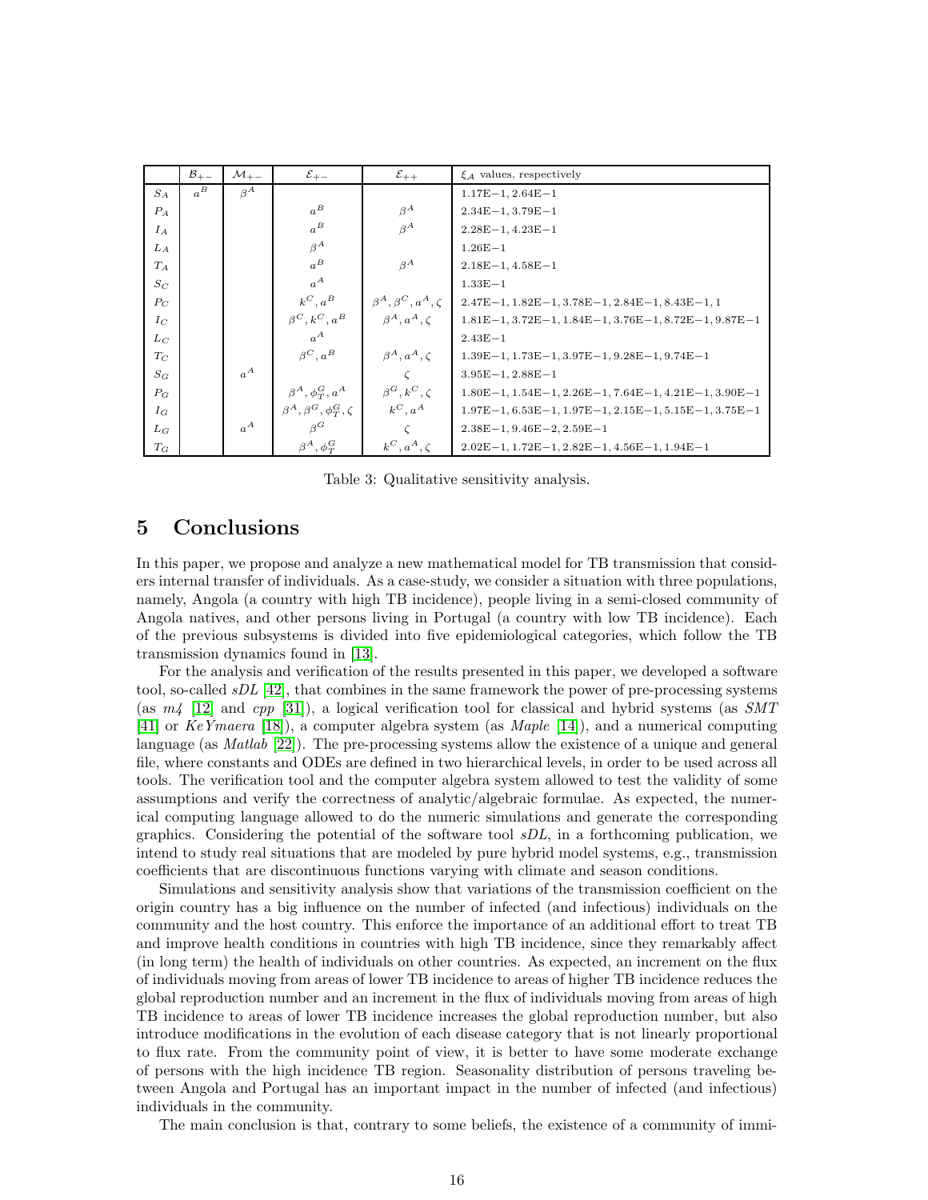| | $\mathcal{B}_{+-}$ | $\mathcal{M}_{+-}$ | $\mathcal{E}_{+-}$ | $\mathcal{E}_{++}$ | $\xi_{\mathcal{A}}$ values, respectively |
|---|---|---|---|---|---|
| $S_A$ | $a^B$ | $\beta^A$ | | | 1.17E−1, 2.64E−1 |
| $P_A$ | | | $a^B$ | $\beta^A$ | 2.34E−1, 3.79E−1 |
| $I_A$ | | | $a^B$ | $\beta^A$ | 2.28E−1, 4.23E−1 |
| $L_A$ | | | $\beta^A$ | | 1.26E−1 |
| $T_A$ | | | $a^B$ | $\beta^A$ | 2.18E−1, 4.58E−1 |
| $S_C$ | | | $a^A$ | | 1.33E−1 |
| $P_C$ | | | $k^C, a^B$ | $\beta^A, \beta^C, a^A, \zeta$ | 2.47E−1, 1.82E−1, 3.78E−1, 2.84E−1, 8.43E−1, 1 |
| $I_C$ | | | $\beta^C, k^C, a^B$ | $\beta^A, a^A, \zeta$ | 1.81E−1, 3.72E−1, 1.84E−1, 3.76E−1, 8.72E−1, 9.87E−1 |
| $L_C$ | | | $a^A$ | | 2.43E−1 |
| $T_C$ | | | $\beta^C, a^B$ | $\beta^A, a^A, \zeta$ | 1.39E−1, 1.73E−1, 3.97E−1, 9.28E−1, 9.74E−1 |
| $S_G$ | | $a^A$ | | $\zeta$ | 3.95E−1, 2.88E−1 |
| $P_G$ | | | $\beta^A, \phi_T^G, a^A$ | $\beta^G, k^C, \zeta$ | 1.80E−1, 1.54E−1, 2.26E−1, 7.64E−1, 4.21E−1, 3.90E−1 |
| $I_G$ | | | $\beta^A, \beta^G, \phi_T^G, \zeta$ | $k^C, a^A$ | 1.97E−1, 6.53E−1, 1.97E−1, 2.15E−1, 5.15E−1, 3.75E−1 |
| $L_G$ | | $a^A$ | $\beta^G$ | $\zeta$ | 2.38E−1, 9.46E−2, 2.59E−1 |
| $T_G$ | | | $\beta^A, \phi_T^G$ | $k^C, a^A, \zeta$ | 2.02E−1, 1.72E−1, 2.82E−1, 4.56E−1, 1.94E−1 |

Table 3: Qualitative sensitivity analysis.

# 5 Conclusions

In this paper, we propose and analyze a new mathematical model for TB transmission that considers internal transfer of individuals. As a case-study, we consider a situation with three populations, namely, Angola (a country with high TB incidence), people living in a semi-closed community of Angola natives, and other persons living in Portugal (a country with low TB incidence). Each of the previous subsystems is divided into five epidemiological categories, which follow the TB transmission dynamics found in [13].

For the analysis and verification of the results presented in this paper, we developed a software tool, so-called *sDL* [42], that combines in the same framework the power of pre-processing systems (as *m4* [12] and *cpp* [31]), a logical verification tool for classical and hybrid systems (as *SMT* [41] or *KeYmaera* [18]), a computer algebra system (as *Maple* [14]), and a numerical computing language (as *Matlab* [22]). The pre-processing systems allow the existence of a unique and general file, where constants and ODEs are defined in two hierarchical levels, in order to be used across all tools. The verification tool and the computer algebra system allowed to test the validity of some assumptions and verify the correctness of analytic/algebraic formulae. As expected, the numerical computing language allowed to do the numeric simulations and generate the corresponding graphics. Considering the potential of the software tool *sDL*, in a forthcoming publication, we intend to study real situations that are modeled by pure hybrid model systems, e.g., transmission coefficients that are discontinuous functions varying with climate and season conditions.

Simulations and sensitivity analysis show that variations of the transmission coefficient on the origin country has a big influence on the number of infected (and infectious) individuals on the community and the host country. This enforce the importance of an additional effort to treat TB and improve health conditions in countries with high TB incidence, since they remarkably affect (in long term) the health of individuals on other countries. As expected, an increment on the flux of individuals moving from areas of lower TB incidence to areas of higher TB incidence reduces the global reproduction number and an increment in the flux of individuals moving from areas of high TB incidence to areas of lower TB incidence increases the global reproduction number, but also introduce modifications in the evolution of each disease category that is not linearly proportional to flux rate. From the community point of view, it is better to have some moderate exchange of persons with the high incidence TB region. Seasonality distribution of persons traveling between Angola and Portugal has an important impact in the number of infected (and infectious) individuals in the community.

The main conclusion is that, contrary to some beliefs, the existence of a community of immi-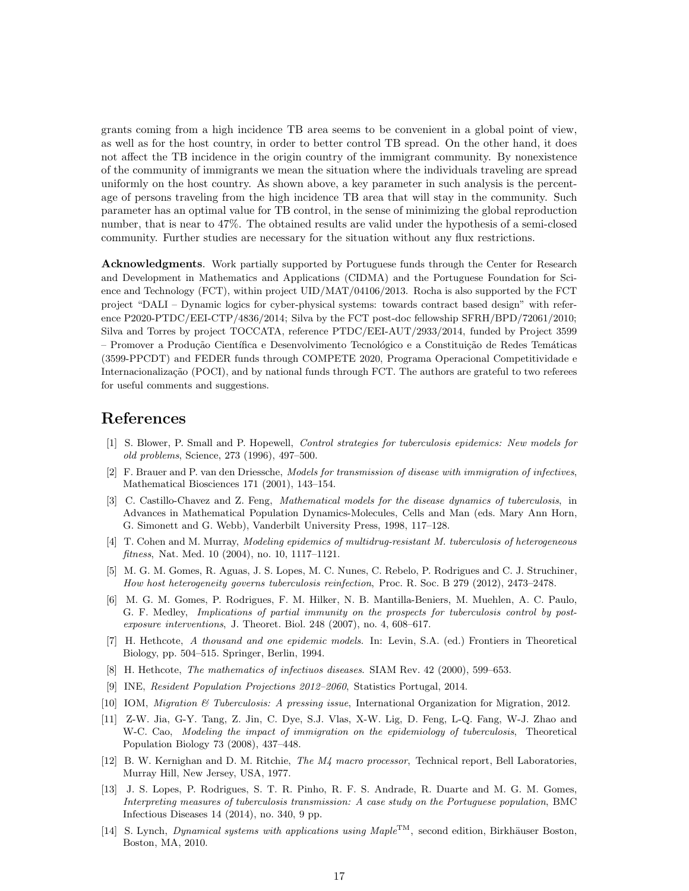grants coming from a high incidence TB area seems to be convenient in a global point of view, as well as for the host country, in order to better control TB spread. On the other hand, it does not affect the TB incidence in the origin country of the immigrant community. By nonexistence of the community of immigrants we mean the situation where the individuals traveling are spread uniformly on the host country. As shown above, a key parameter in such analysis is the percentage of persons traveling from the high incidence TB area that will stay in the community. Such parameter has an optimal value for TB control, in the sense of minimizing the global reproduction number, that is near to 47%. The obtained results are valid under the hypothesis of a semi-closed community. Further studies are necessary for the situation without any flux restrictions.

**Acknowledgments**. Work partially supported by Portuguese funds through the Center for Research and Development in Mathematics and Applications (CIDMA) and the Portuguese Foundation for Science and Technology (FCT), within project UID/MAT/04106/2013. Rocha is also supported by the FCT project "DALI – Dynamic logics for cyber-physical systems: towards contract based design" with reference P2020-PTDC/EEI-CTP/4836/2014; Silva by the FCT post-doc fellowship SFRH/BPD/72061/2010; Silva and Torres by project TOCCATA, reference PTDC/EEI-AUT/2933/2014, funded by Project 3599 – Promover a Produção Científica e Desenvolvimento Tecnológico e a Constituição de Redes Temáticas (3599-PPCDT) and FEDER funds through COMPETE 2020, Programa Operacional Competitividade e Internacionalização (POCI), and by national funds through FCT. The authors are grateful to two referees for useful comments and suggestions.

# References

[1] S. Blower, P. Small and P. Hopewell, *Control strategies for tuberculosis epidemics: New models for old problems*, Science, 273 (1996), 497–500.

[2] F. Brauer and P. van den Driessche, *Models for transmission of disease with immigration of infectives*, Mathematical Biosciences 171 (2001), 143–154.

[3] C. Castillo-Chavez and Z. Feng, *Mathematical models for the disease dynamics of tuberculosis*, in Advances in Mathematical Population Dynamics-Molecules, Cells and Man (eds. Mary Ann Horn, G. Simonett and G. Webb), Vanderbilt University Press, 1998, 117–128.

[4] T. Cohen and M. Murray, *Modeling epidemics of multidrug-resistant M. tuberculosis of heterogeneous fitness*, Nat. Med. 10 (2004), no. 10, 1117–1121.

[5] M. G. M. Gomes, R. Aguas, J. S. Lopes, M. C. Nunes, C. Rebelo, P. Rodrigues and C. J. Struchiner, *How host heterogeneity governs tuberculosis reinfection*, Proc. R. Soc. B 279 (2012), 2473–2478.

[6] M. G. M. Gomes, P. Rodrigues, F. M. Hilker, N. B. Mantilla-Beniers, M. Muehlen, A. C. Paulo, G. F. Medley, *Implications of partial immunity on the prospects for tuberculosis control by post-exposure interventions*, J. Theoret. Biol. 248 (2007), no. 4, 608–617.

[7] H. Hethcote, *A thousand and one epidemic models.* In: Levin, S.A. (ed.) Frontiers in Theoretical Biology, pp. 504–515. Springer, Berlin, 1994.

[8] H. Hethcote, *The mathematics of infectiuos diseases*. SIAM Rev. 42 (2000), 599–653.

[9] INE, *Resident Population Projections 2012–2060*, Statistics Portugal, 2014.

[10] IOM, *Migration & Tuberculosis: A pressing issue*, International Organization for Migration, 2012.

[11] Z-W. Jia, G-Y. Tang, Z. Jin, C. Dye, S.J. Vlas, X-W. Lig, D. Feng, L-Q. Fang, W-J. Zhao and W-C. Cao, *Modeling the impact of immigration on the epidemiology of tuberculosis*, Theoretical Population Biology 73 (2008), 437–448.

[12] B. W. Kernighan and D. M. Ritchie, *The M4 macro processor*, Technical report, Bell Laboratories, Murray Hill, New Jersey, USA, 1977.

[13] J. S. Lopes, P. Rodrigues, S. T. R. Pinho, R. F. S. Andrade, R. Duarte and M. G. M. Gomes, *Interpreting measures of tuberculosis transmission: A case study on the Portuguese population*, BMC Infectious Diseases 14 (2014), no. 340, 9 pp.

[14] S. Lynch, *Dynamical systems with applications using Maple*™, second edition, Birkhäuser Boston, Boston, MA, 2010.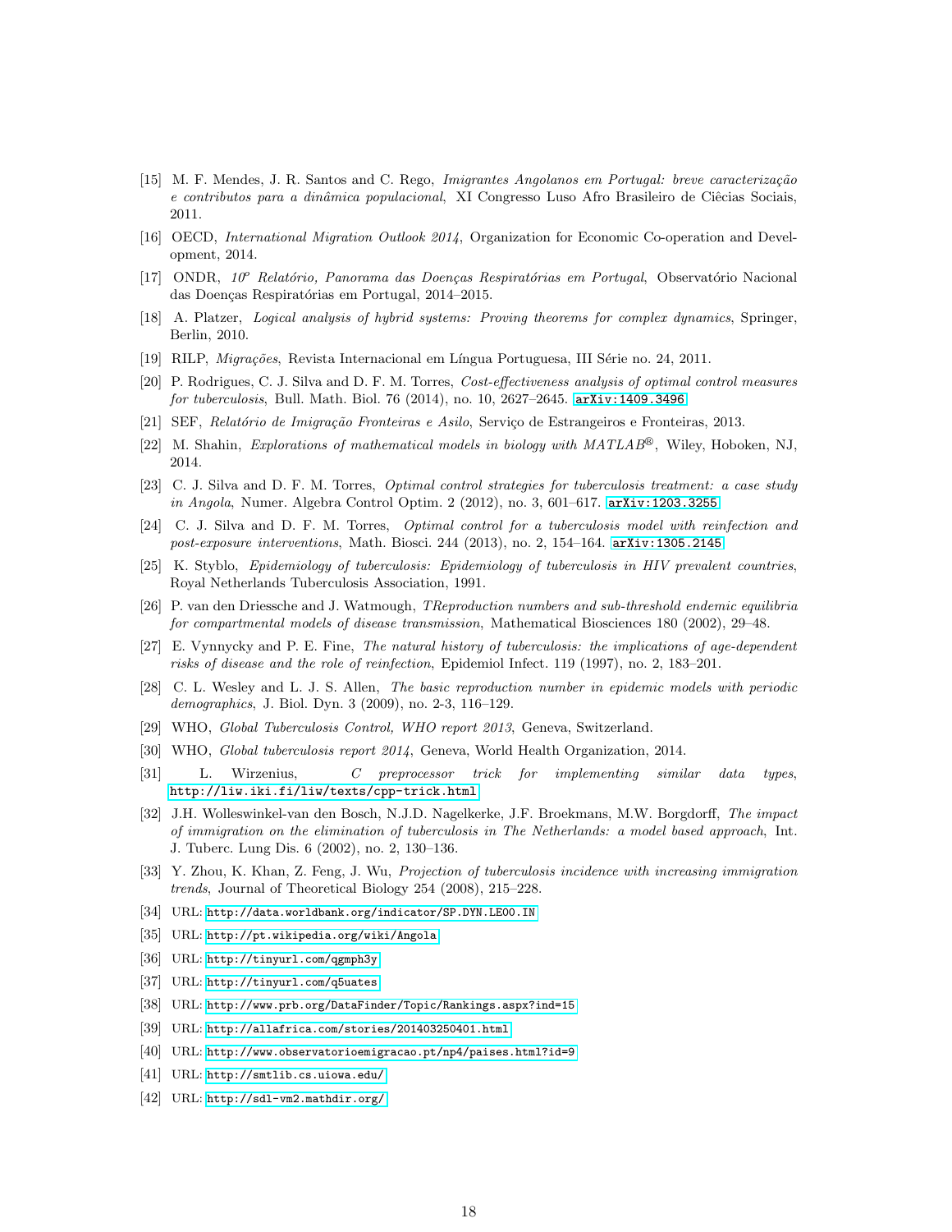[15] M. F. Mendes, J. R. Santos and C. Rego, *Imigrantes Angolanos em Portugal: breve caracterização e contributos para a dinâmica populacional*, XI Congresso Luso Afro Brasileiro de Ciêcias Sociais, 2011.

[16] OECD, *International Migration Outlook 2014*, Organization for Economic Co-operation and Development, 2014.

[17] ONDR, *10º Relatório, Panorama das Doenças Respiratórias em Portugal*, Observatório Nacional das Doenças Respiratórias em Portugal, 2014–2015.

[18] A. Platzer, *Logical analysis of hybrid systems: Proving theorems for complex dynamics*, Springer, Berlin, 2010.

[19] RILP, *Migrações*, Revista Internacional em Língua Portuguesa, III Série no. 24, 2011.

[20] P. Rodrigues, C. J. Silva and D. F. M. Torres, *Cost-effectiveness analysis of optimal control measures for tuberculosis*, Bull. Math. Biol. 76 (2014), no. 10, 2627–2645. arXiv:1409.3496

[21] SEF, *Relatório de Imigração Fronteiras e Asilo*, Serviço de Estrangeiros e Fronteiras, 2013.

[22] M. Shahin, *Explorations of mathematical models in biology with MATLAB®*, Wiley, Hoboken, NJ, 2014.

[23] C. J. Silva and D. F. M. Torres, *Optimal control strategies for tuberculosis treatment: a case study in Angola*, Numer. Algebra Control Optim. 2 (2012), no. 3, 601–617. arXiv:1203.3255

[24] C. J. Silva and D. F. M. Torres, *Optimal control for a tuberculosis model with reinfection and post-exposure interventions*, Math. Biosci. 244 (2013), no. 2, 154–164. arXiv:1305.2145

[25] K. Styblo, *Epidemiology of tuberculosis: Epidemiology of tuberculosis in HIV prevalent countries*, Royal Netherlands Tuberculosis Association, 1991.

[26] P. van den Driessche and J. Watmough, *TReproduction numbers and sub-threshold endemic equilibria for compartmental models of disease transmission*, Mathematical Biosciences 180 (2002), 29–48.

[27] E. Vynnycky and P. E. Fine, *The natural history of tuberculosis: the implications of age-dependent risks of disease and the role of reinfection*, Epidemiol Infect. 119 (1997), no. 2, 183–201.

[28] C. L. Wesley and L. J. S. Allen, *The basic reproduction number in epidemic models with periodic demographics*, J. Biol. Dyn. 3 (2009), no. 2-3, 116–129.

[29] WHO, *Global Tuberculosis Control, WHO report 2013*, Geneva, Switzerland.

[30] WHO, *Global tuberculosis report 2014*, Geneva, World Health Organization, 2014.

[31] L. Wirzenius, *C preprocessor trick for implementing similar data types*, http://liw.iki.fi/liw/texts/cpp-trick.html

[32] J.H. Wolleswinkel-van den Bosch, N.J.D. Nagelkerke, J.F. Broekmans, M.W. Borgdorff, *The impact of immigration on the elimination of tuberculosis in The Netherlands: a model based approach*, Int. J. Tuberc. Lung Dis. 6 (2002), no. 2, 130–136.

[33] Y. Zhou, K. Khan, Z. Feng, J. Wu, *Projection of tuberculosis incidence with increasing immigration trends*, Journal of Theoretical Biology 254 (2008), 215–228.

[34] URL: http://data.worldbank.org/indicator/SP.DYN.LE00.IN

[35] URL: http://pt.wikipedia.org/wiki/Angola

[36] URL: http://tinyurl.com/qgmph3y

[37] URL: http://tinyurl.com/q5uates

[38] URL: http://www.prb.org/DataFinder/Topic/Rankings.aspx?ind=15

[39] URL: http://allafrica.com/stories/201403250401.html

[40] URL: http://www.observatorioemigracao.pt/np4/paises.html?id=9

[41] URL: http://smtlib.cs.uiowa.edu/

[42] URL: http://sdl-vm2.mathdir.org/